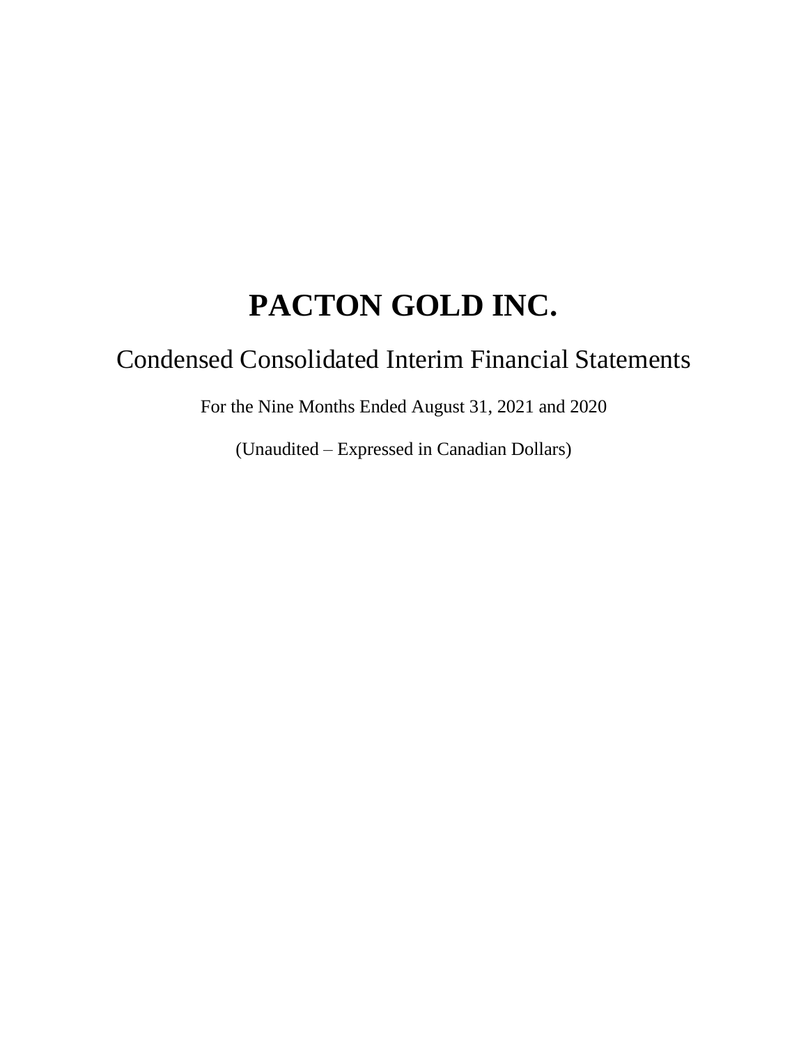# PACTON GOLD INC.

## Condensed Consolidated Interim Financial Statements

For the Nine Months Ended August 31, 2021 and 2020

(Unaudited – Expressed in Canadian Dollars)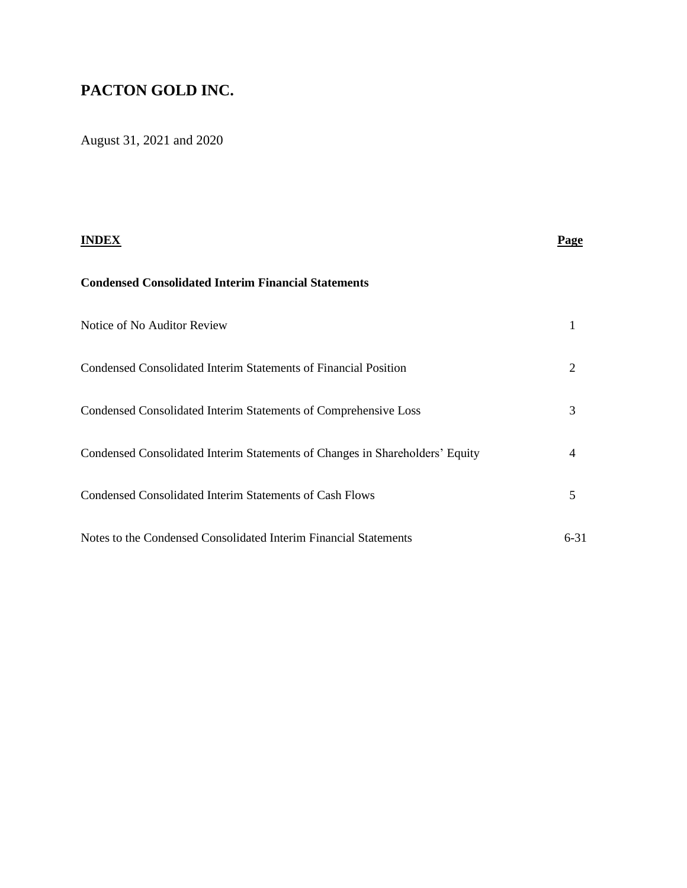# PACTON GOLD INC.

August 31, 2021 and 2020

| INDEX | Page |
|---|---|
| **Condensed Consolidated Interim Financial Statements** | |
| Notice of No Auditor Review | 1 |
| Condensed Consolidated Interim Statements of Financial Position | 2 |
| Condensed Consolidated Interim Statements of Comprehensive Loss | 3 |
| Condensed Consolidated Interim Statements of Changes in Shareholders' Equity | 4 |
| Condensed Consolidated Interim Statements of Cash Flows | 5 |
| Notes to the Condensed Consolidated Interim Financial Statements | 6-31 |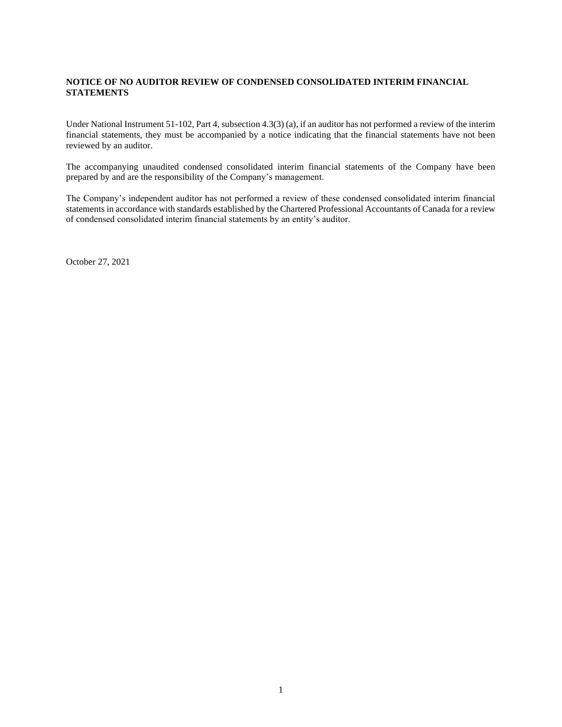**NOTICE OF NO AUDITOR REVIEW OF CONDENSED CONSOLIDATED INTERIM FINANCIAL STATEMENTS**

Under National Instrument 51-102, Part 4, subsection 4.3(3) (a), if an auditor has not performed a review of the interim financial statements, they must be accompanied by a notice indicating that the financial statements have not been reviewed by an auditor.

The accompanying unaudited condensed consolidated interim financial statements of the Company have been prepared by and are the responsibility of the Company's management.

The Company's independent auditor has not performed a review of these condensed consolidated interim financial statements in accordance with standards established by the Chartered Professional Accountants of Canada for a review of condensed consolidated interim financial statements by an entity's auditor.

October 27, 2021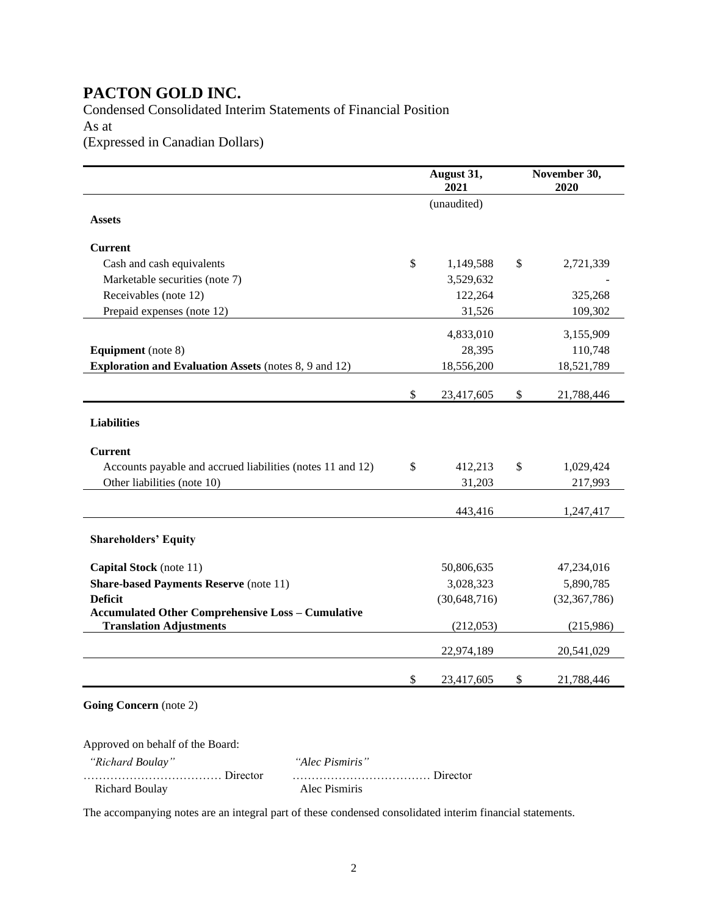# PACTON GOLD INC.

Condensed Consolidated Interim Statements of Financial Position
As at
(Expressed in Canadian Dollars)

| | August 31, 2021 | November 30, 2020 |
|---|---|---|
| | (unaudited) | |
| **Assets** | | |
| **Current** | | |
| Cash and cash equivalents | $ 1,149,588 | $ 2,721,339 |
| Marketable securities (note 7) | 3,529,632 | - |
| Receivables (note 12) | 122,264 | 325,268 |
| Prepaid expenses (note 12) | 31,526 | 109,302 |
| | 4,833,010 | 3,155,909 |
| **Equipment** (note 8) | 28,395 | 110,748 |
| **Exploration and Evaluation Assets** (notes 8, 9 and 12) | 18,556,200 | 18,521,789 |
| | $ 23,417,605 | $ 21,788,446 |
| **Liabilities** | | |
| **Current** | | |
| Accounts payable and accrued liabilities (notes 11 and 12) | $ 412,213 | $ 1,029,424 |
| Other liabilities (note 10) | 31,203 | 217,993 |
| | 443,416 | 1,247,417 |
| **Shareholders' Equity** | | |
| **Capital Stock** (note 11) | 50,806,635 | 47,234,016 |
| **Share-based Payments Reserve** (note 11) | 3,028,323 | 5,890,785 |
| **Deficit** | (30,648,716) | (32,367,786) |
| **Accumulated Other Comprehensive Loss – Cumulative Translation Adjustments** | (212,053) | (215,986) |
| | 22,974,189 | 20,541,029 |
| | $ 23,417,605 | $ 21,788,446 |

**Going Concern** (note 2)

Approved on behalf of the Board:

| *"Richard Boulay"* | *"Alec Pismiris"* |
|---|---|
| ……………………………… Director | ……………………………… Director |
| Richard Boulay | Alec Pismiris |

The accompanying notes are an integral part of these condensed consolidated interim financial statements.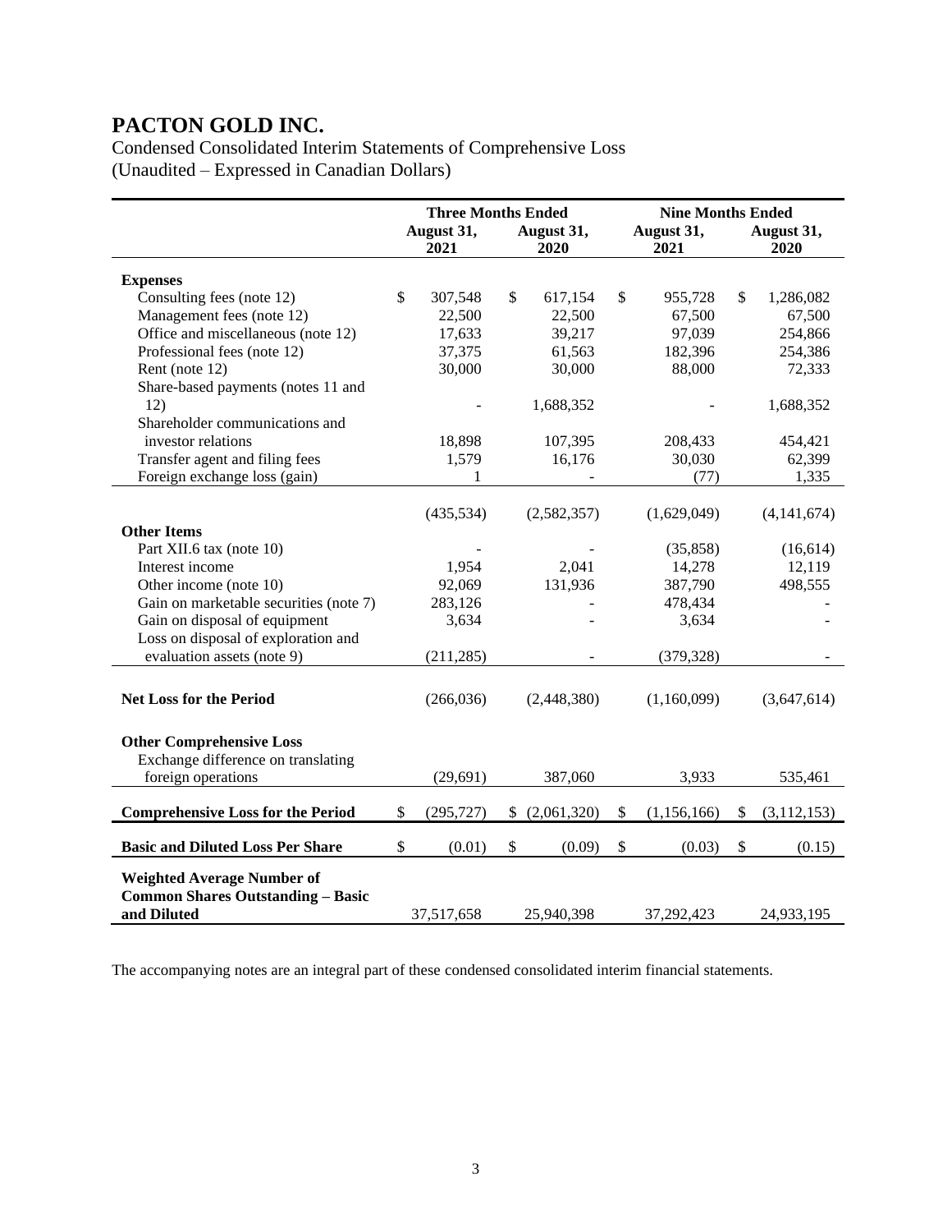# PACTON GOLD INC.

Condensed Consolidated Interim Statements of Comprehensive Loss
(Unaudited – Expressed in Canadian Dollars)

| | Three Months Ended | | Nine Months Ended | |
|---|---|---|---|---|
| | August 31, 2021 | August 31, 2020 | August 31, 2021 | August 31, 2020 |
| **Expenses** | | | | |
| Consulting fees (note 12) | $ 307,548 | $ 617,154 | $ 955,728 | $ 1,286,082 |
| Management fees (note 12) | 22,500 | 22,500 | 67,500 | 67,500 |
| Office and miscellaneous (note 12) | 17,633 | 39,217 | 97,039 | 254,866 |
| Professional fees (note 12) | 37,375 | 61,563 | 182,396 | 254,386 |
| Rent (note 12) | 30,000 | 30,000 | 88,000 | 72,333 |
| Share-based payments (notes 11 and 12) | - | 1,688,352 | - | 1,688,352 |
| Shareholder communications and investor relations | 18,898 | 107,395 | 208,433 | 454,421 |
| Transfer agent and filing fees | 1,579 | 16,176 | 30,030 | 62,399 |
| Foreign exchange loss (gain) | 1 | - | (77) | 1,335 |
| | (435,534) | (2,582,357) | (1,629,049) | (4,141,674) |
| **Other Items** | | | | |
| Part XII.6 tax (note 10) | - | - | (35,858) | (16,614) |
| Interest income | 1,954 | 2,041 | 14,278 | 12,119 |
| Other income (note 10) | 92,069 | 131,936 | 387,790 | 498,555 |
| Gain on marketable securities (note 7) | 283,126 | - | 478,434 | - |
| Gain on disposal of equipment | 3,634 | - | 3,634 | - |
| Loss on disposal of exploration and evaluation assets (note 9) | (211,285) | - | (379,328) | - |
| **Net Loss for the Period** | (266,036) | (2,448,380) | (1,160,099) | (3,647,614) |
| **Other Comprehensive Loss** | | | | |
| Exchange difference on translating foreign operations | (29,691) | 387,060 | 3,933 | 535,461 |
| **Comprehensive Loss for the Period** | $ (295,727) | $ (2,061,320) | $ (1,156,166) | $ (3,112,153) |
| **Basic and Diluted Loss Per Share** | $ (0.01) | $ (0.09) | $ (0.03) | $ (0.15) |
| **Weighted Average Number of Common Shares Outstanding – Basic and Diluted** | 37,517,658 | 25,940,398 | 37,292,423 | 24,933,195 |

The accompanying notes are an integral part of these condensed consolidated interim financial statements.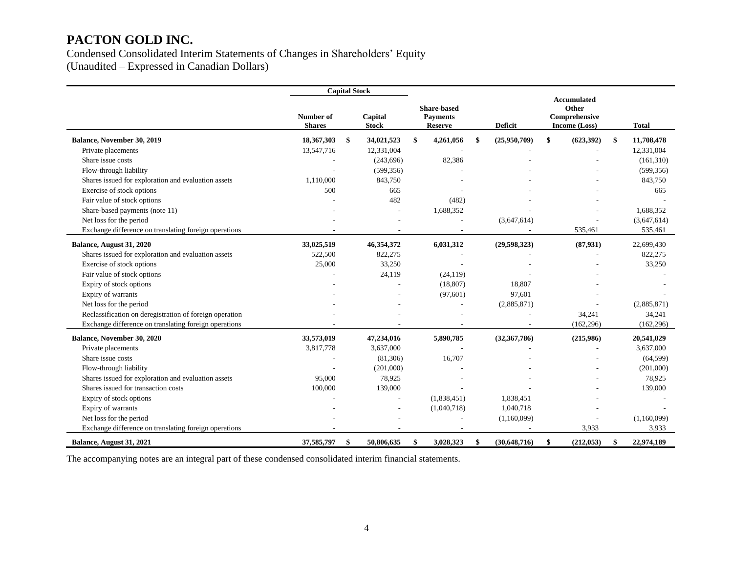# PACTON GOLD INC.

Condensed Consolidated Interim Statements of Changes in Shareholders' Equity
(Unaudited – Expressed in Canadian Dollars)

| | Capital Stock | | | | | |
|---|---|---|---|---|---|---|
| | Number of Shares | Capital Stock | Share-based Payments Reserve | Deficit | Accumulated Other Comprehensive Income (Loss) | Total |
| **Balance, November 30, 2019** | **18,367,303** | **$ 34,021,523** | **$ 4,261,056** | **$ (25,950,709)** | **$ (623,392)** | **$ 11,708,478** |
| Private placements | 13,547,716 | 12,331,004 | - | - | - | 12,331,004 |
| Share issue costs | - | (243,696) | 82,386 | - | - | (161,310) |
| Flow-through liability | - | (599,356) | - | - | - | (599,356) |
| Shares issued for exploration and evaluation assets | 1,110,000 | 843,750 | - | - | - | 843,750 |
| Exercise of stock options | 500 | 665 | - | - | - | 665 |
| Fair value of stock options | - | 482 | (482) | - | - | - |
| Share-based payments (note 11) | - | - | 1,688,352 | - | - | 1,688,352 |
| Net loss for the period | - | - | - | (3,647,614) | - | (3,647,614) |
| Exchange difference on translating foreign operations | - | - | - | - | 535,461 | 535,461 |
| **Balance, August 31, 2020** | **33,025,519** | **46,354,372** | **6,031,312** | **(29,598,323)** | **(87,931)** | **22,699,430** |
| Shares issued for exploration and evaluation assets | 522,500 | 822,275 | - | - | - | 822,275 |
| Exercise of stock options | 25,000 | 33,250 | - | - | - | 33,250 |
| Fair value of stock options | - | 24,119 | (24,119) | - | - | - |
| Expiry of stock options | - | - | (18,807) | 18,807 | - | - |
| Expiry of warrants | - | - | (97,601) | 97,601 | - | - |
| Net loss for the period | - | - | - | (2,885,871) | - | (2,885,871) |
| Reclassification on deregistration of foreign operation | - | - | - | - | 34,241 | 34,241 |
| Exchange difference on translating foreign operations | - | - | - | - | (162,296) | (162,296) |
| **Balance, November 30, 2020** | **33,573,019** | **47,234,016** | **5,890,785** | **(32,367,786)** | **(215,986)** | **20,541,029** |
| Private placements | 3,817,778 | 3,637,000 | - | - | - | 3,637,000 |
| Share issue costs | - | (81,306) | 16,707 | - | - | (64,599) |
| Flow-through liability | - | (201,000) | - | - | - | (201,000) |
| Shares issued for exploration and evaluation assets | 95,000 | 78,925 | - | - | - | 78,925 |
| Shares issued for transaction costs | 100,000 | 139,000 | - | - | - | 139,000 |
| Expiry of stock options | - | - | (1,838,451) | 1,838,451 | - | - |
| Expiry of warrants | - | - | (1,040,718) | 1,040,718 | - | - |
| Net loss for the period | - | - | - | (1,160,099) | - | (1,160,099) |
| Exchange difference on translating foreign operations | - | - | - | - | 3,933 | 3,933 |
| **Balance, August 31, 2021** | **37,585,797** | **$ 50,806,635** | **$ 3,028,323** | **$ (30,648,716)** | **$ (212,053)** | **$ 22,974,189** |

The accompanying notes are an integral part of these condensed consolidated interim financial statements.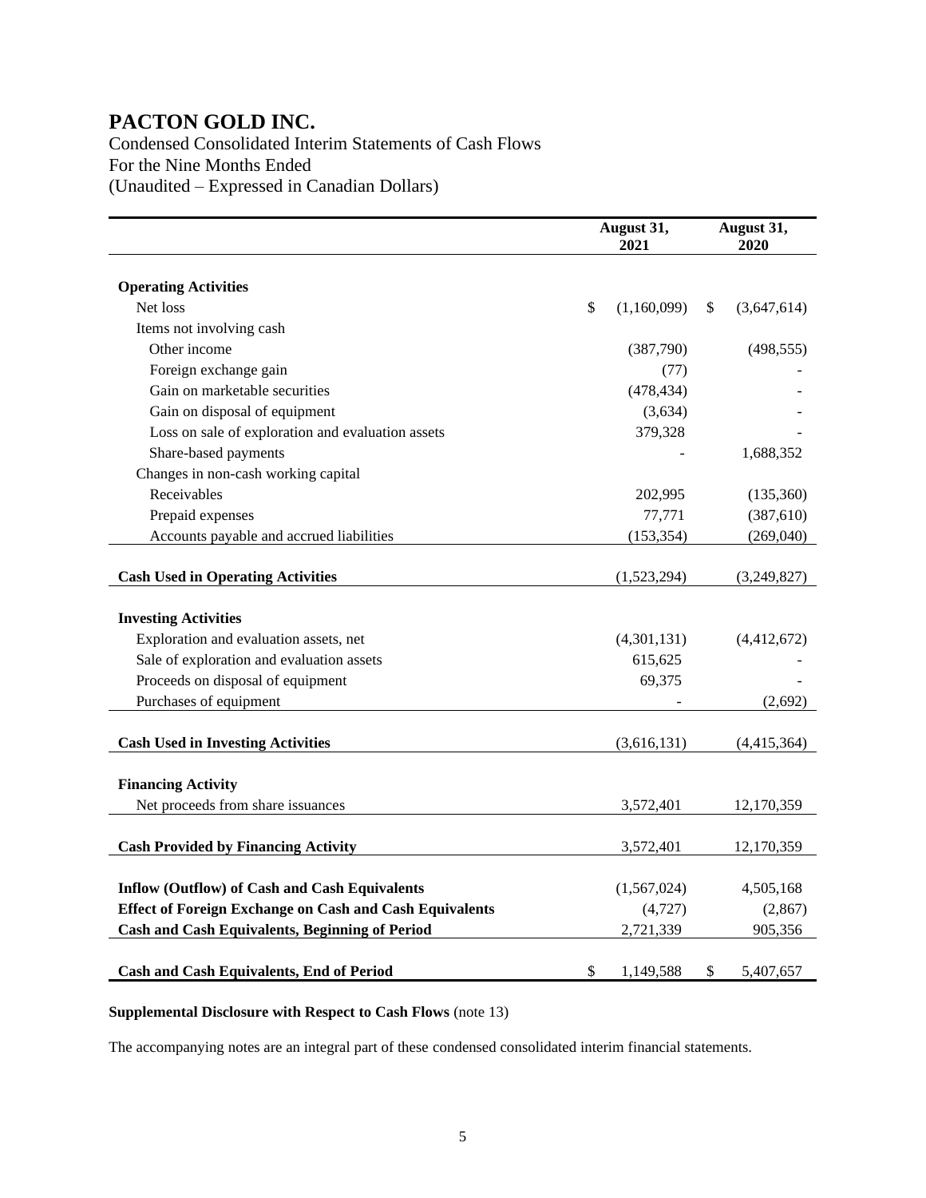# PACTON GOLD INC.

Condensed Consolidated Interim Statements of Cash Flows
For the Nine Months Ended
(Unaudited – Expressed in Canadian Dollars)

| | August 31, 2021 | August 31, 2020 |
|---|---|---|
| **Operating Activities** | | |
| Net loss | $ (1,160,099) | $ (3,647,614) |
| Items not involving cash | | |
| Other income | (387,790) | (498,555) |
| Foreign exchange gain | (77) | - |
| Gain on marketable securities | (478,434) | - |
| Gain on disposal of equipment | (3,634) | - |
| Loss on sale of exploration and evaluation assets | 379,328 | - |
| Share-based payments | - | 1,688,352 |
| Changes in non-cash working capital | | |
| Receivables | 202,995 | (135,360) |
| Prepaid expenses | 77,771 | (387,610) |
| Accounts payable and accrued liabilities | (153,354) | (269,040) |
| **Cash Used in Operating Activities** | (1,523,294) | (3,249,827) |
| **Investing Activities** | | |
| Exploration and evaluation assets, net | (4,301,131) | (4,412,672) |
| Sale of exploration and evaluation assets | 615,625 | - |
| Proceeds on disposal of equipment | 69,375 | - |
| Purchases of equipment | - | (2,692) |
| **Cash Used in Investing Activities** | (3,616,131) | (4,415,364) |
| **Financing Activity** | | |
| Net proceeds from share issuances | 3,572,401 | 12,170,359 |
| **Cash Provided by Financing Activity** | 3,572,401 | 12,170,359 |
| **Inflow (Outflow) of Cash and Cash Equivalents** | (1,567,024) | 4,505,168 |
| **Effect of Foreign Exchange on Cash and Cash Equivalents** | (4,727) | (2,867) |
| **Cash and Cash Equivalents, Beginning of Period** | 2,721,339 | 905,356 |
| **Cash and Cash Equivalents, End of Period** | $ 1,149,588 | $ 5,407,657 |

**Supplemental Disclosure with Respect to Cash Flows** (note 13)

The accompanying notes are an integral part of these condensed consolidated interim financial statements.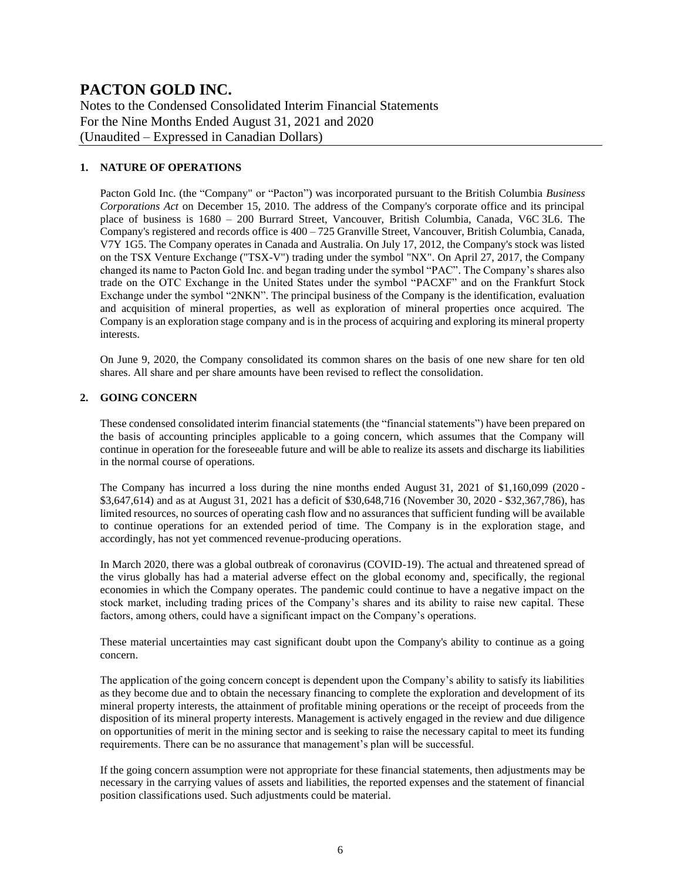## 1. NATURE OF OPERATIONS

Pacton Gold Inc. (the "Company" or "Pacton") was incorporated pursuant to the British Columbia *Business Corporations Act* on December 15, 2010. The address of the Company's corporate office and its principal place of business is 1680 – 200 Burrard Street, Vancouver, British Columbia, Canada, V6C 3L6. The Company's registered and records office is 400 – 725 Granville Street, Vancouver, British Columbia, Canada, V7Y 1G5. The Company operates in Canada and Australia. On July 17, 2012, the Company's stock was listed on the TSX Venture Exchange ("TSX-V") trading under the symbol "NX". On April 27, 2017, the Company changed its name to Pacton Gold Inc. and began trading under the symbol "PAC". The Company's shares also trade on the OTC Exchange in the United States under the symbol "PACXF" and on the Frankfurt Stock Exchange under the symbol "2NKN". The principal business of the Company is the identification, evaluation and acquisition of mineral properties, as well as exploration of mineral properties once acquired. The Company is an exploration stage company and is in the process of acquiring and exploring its mineral property interests.

On June 9, 2020, the Company consolidated its common shares on the basis of one new share for ten old shares. All share and per share amounts have been revised to reflect the consolidation.

## 2. GOING CONCERN

These condensed consolidated interim financial statements (the "financial statements") have been prepared on the basis of accounting principles applicable to a going concern, which assumes that the Company will continue in operation for the foreseeable future and will be able to realize its assets and discharge its liabilities in the normal course of operations.

The Company has incurred a loss during the nine months ended August 31, 2021 of $1,160,099 (2020 - $3,647,614) and as at August 31, 2021 has a deficit of $30,648,716 (November 30, 2020 - $32,367,786), has limited resources, no sources of operating cash flow and no assurances that sufficient funding will be available to continue operations for an extended period of time. The Company is in the exploration stage, and accordingly, has not yet commenced revenue-producing operations.

In March 2020, there was a global outbreak of coronavirus (COVID-19). The actual and threatened spread of the virus globally has had a material adverse effect on the global economy and, specifically, the regional economies in which the Company operates. The pandemic could continue to have a negative impact on the stock market, including trading prices of the Company's shares and its ability to raise new capital. These factors, among others, could have a significant impact on the Company's operations.

These material uncertainties may cast significant doubt upon the Company's ability to continue as a going concern.

The application of the going concern concept is dependent upon the Company's ability to satisfy its liabilities as they become due and to obtain the necessary financing to complete the exploration and development of its mineral property interests, the attainment of profitable mining operations or the receipt of proceeds from the disposition of its mineral property interests. Management is actively engaged in the review and due diligence on opportunities of merit in the mining sector and is seeking to raise the necessary capital to meet its funding requirements. There can be no assurance that management's plan will be successful.

If the going concern assumption were not appropriate for these financial statements, then adjustments may be necessary in the carrying values of assets and liabilities, the reported expenses and the statement of financial position classifications used. Such adjustments could be material.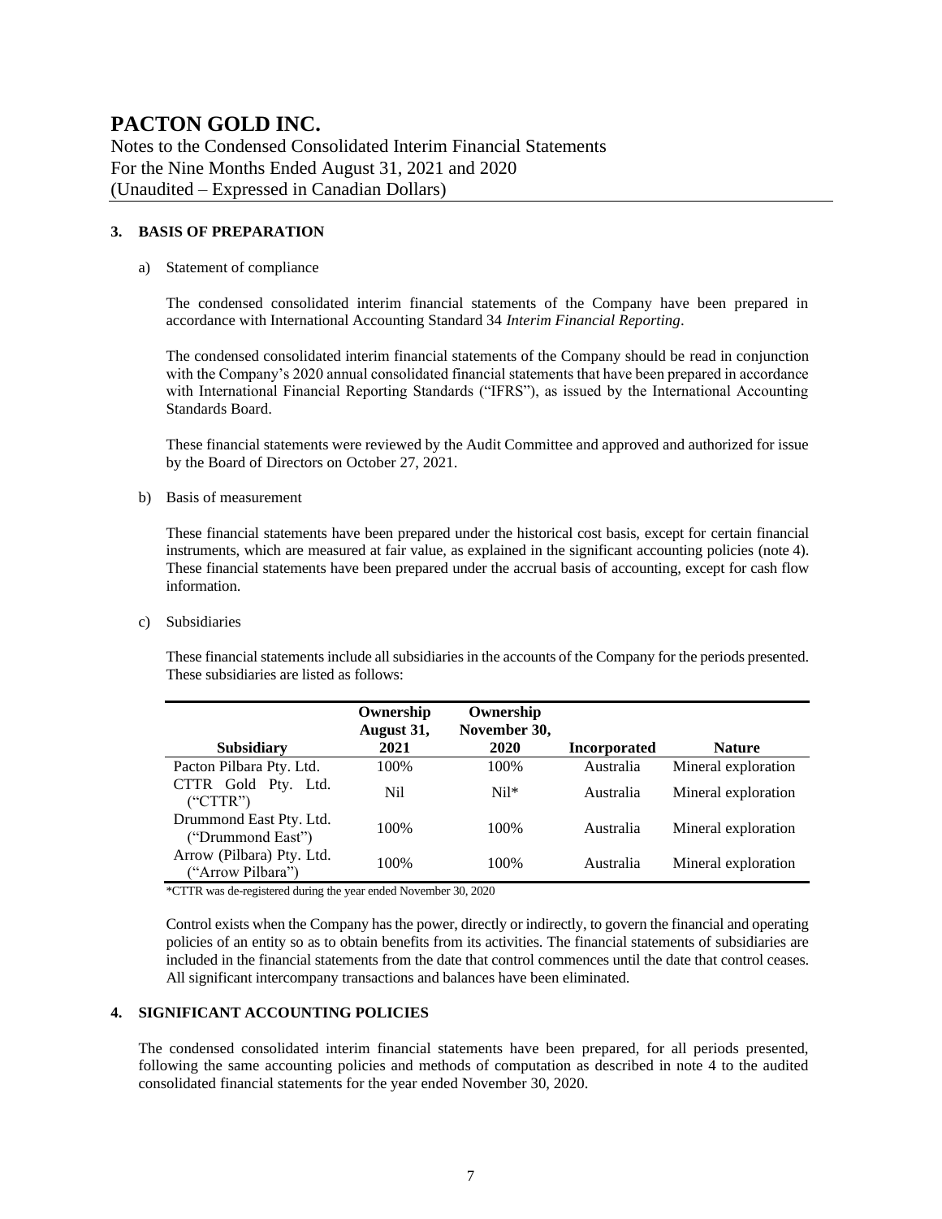# PACTON GOLD INC.

Notes to the Condensed Consolidated Interim Financial Statements
For the Nine Months Ended August 31, 2021 and 2020
(Unaudited – Expressed in Canadian Dollars)

## 3. BASIS OF PREPARATION

a) Statement of compliance

The condensed consolidated interim financial statements of the Company have been prepared in accordance with International Accounting Standard 34 *Interim Financial Reporting*.

The condensed consolidated interim financial statements of the Company should be read in conjunction with the Company's 2020 annual consolidated financial statements that have been prepared in accordance with International Financial Reporting Standards ("IFRS"), as issued by the International Accounting Standards Board.

These financial statements were reviewed by the Audit Committee and approved and authorized for issue by the Board of Directors on October 27, 2021.

b) Basis of measurement

These financial statements have been prepared under the historical cost basis, except for certain financial instruments, which are measured at fair value, as explained in the significant accounting policies (note 4). These financial statements have been prepared under the accrual basis of accounting, except for cash flow information.

c) Subsidiaries

These financial statements include all subsidiaries in the accounts of the Company for the periods presented. These subsidiaries are listed as follows:

| Subsidiary | Ownership August 31, 2021 | Ownership November 30, 2020 | Incorporated | Nature |
|---|---|---|---|---|
| Pacton Pilbara Pty. Ltd. | 100% | 100% | Australia | Mineral exploration |
| CTTR Gold Pty. Ltd. ("CTTR") | Nil | Nil* | Australia | Mineral exploration |
| Drummond East Pty. Ltd. ("Drummond East") | 100% | 100% | Australia | Mineral exploration |
| Arrow (Pilbara) Pty. Ltd. ("Arrow Pilbara") | 100% | 100% | Australia | Mineral exploration |

*CTTR was de-registered during the year ended November 30, 2020

Control exists when the Company has the power, directly or indirectly, to govern the financial and operating policies of an entity so as to obtain benefits from its activities. The financial statements of subsidiaries are included in the financial statements from the date that control commences until the date that control ceases. All significant intercompany transactions and balances have been eliminated.

## 4. SIGNIFICANT ACCOUNTING POLICIES

The condensed consolidated interim financial statements have been prepared, for all periods presented, following the same accounting policies and methods of computation as described in note 4 to the audited consolidated financial statements for the year ended November 30, 2020.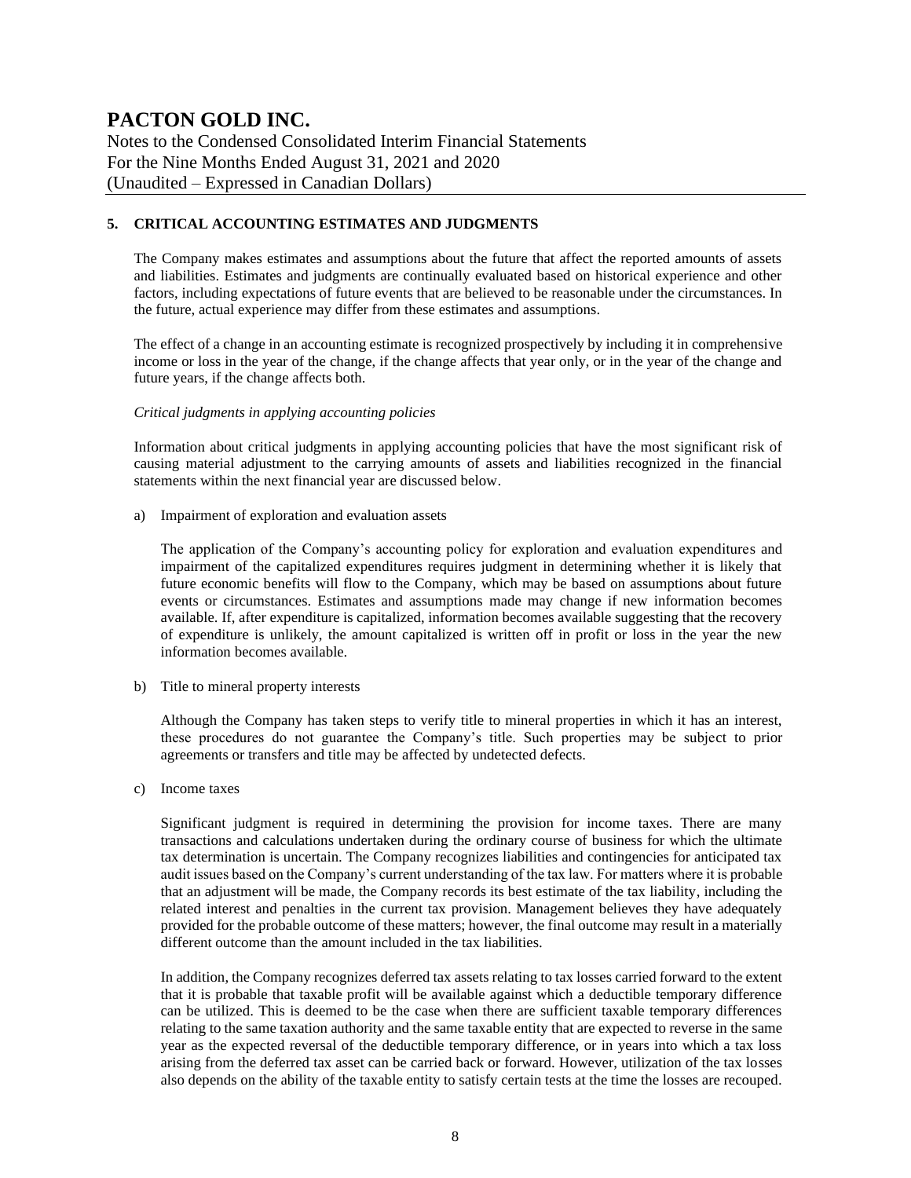## 5. CRITICAL ACCOUNTING ESTIMATES AND JUDGMENTS

The Company makes estimates and assumptions about the future that affect the reported amounts of assets and liabilities. Estimates and judgments are continually evaluated based on historical experience and other factors, including expectations of future events that are believed to be reasonable under the circumstances. In the future, actual experience may differ from these estimates and assumptions.

The effect of a change in an accounting estimate is recognized prospectively by including it in comprehensive income or loss in the year of the change, if the change affects that year only, or in the year of the change and future years, if the change affects both.

*Critical judgments in applying accounting policies*

Information about critical judgments in applying accounting policies that have the most significant risk of causing material adjustment to the carrying amounts of assets and liabilities recognized in the financial statements within the next financial year are discussed below.

a) Impairment of exploration and evaluation assets

   The application of the Company's accounting policy for exploration and evaluation expenditures and impairment of the capitalized expenditures requires judgment in determining whether it is likely that future economic benefits will flow to the Company, which may be based on assumptions about future events or circumstances. Estimates and assumptions made may change if new information becomes available. If, after expenditure is capitalized, information becomes available suggesting that the recovery of expenditure is unlikely, the amount capitalized is written off in profit or loss in the year the new information becomes available.

b) Title to mineral property interests

   Although the Company has taken steps to verify title to mineral properties in which it has an interest, these procedures do not guarantee the Company's title. Such properties may be subject to prior agreements or transfers and title may be affected by undetected defects.

c) Income taxes

   Significant judgment is required in determining the provision for income taxes. There are many transactions and calculations undertaken during the ordinary course of business for which the ultimate tax determination is uncertain. The Company recognizes liabilities and contingencies for anticipated tax audit issues based on the Company's current understanding of the tax law. For matters where it is probable that an adjustment will be made, the Company records its best estimate of the tax liability, including the related interest and penalties in the current tax provision. Management believes they have adequately provided for the probable outcome of these matters; however, the final outcome may result in a materially different outcome than the amount included in the tax liabilities.

   In addition, the Company recognizes deferred tax assets relating to tax losses carried forward to the extent that it is probable that taxable profit will be available against which a deductible temporary difference can be utilized. This is deemed to be the case when there are sufficient taxable temporary differences relating to the same taxation authority and the same taxable entity that are expected to reverse in the same year as the expected reversal of the deductible temporary difference, or in years into which a tax loss arising from the deferred tax asset can be carried back or forward. However, utilization of the tax losses also depends on the ability of the taxable entity to satisfy certain tests at the time the losses are recouped.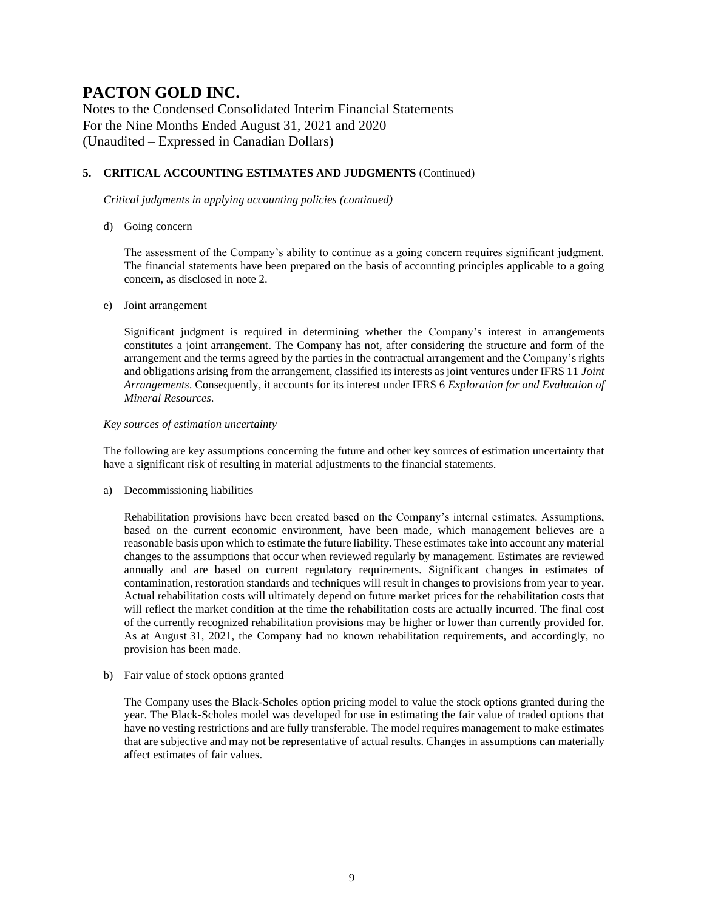## 5. CRITICAL ACCOUNTING ESTIMATES AND JUDGMENTS (Continued)

*Critical judgments in applying accounting policies (continued)*

d) Going concern

The assessment of the Company's ability to continue as a going concern requires significant judgment. The financial statements have been prepared on the basis of accounting principles applicable to a going concern, as disclosed in note 2.

e) Joint arrangement

Significant judgment is required in determining whether the Company's interest in arrangements constitutes a joint arrangement. The Company has not, after considering the structure and form of the arrangement and the terms agreed by the parties in the contractual arrangement and the Company's rights and obligations arising from the arrangement, classified its interests as joint ventures under IFRS 11 *Joint Arrangements*. Consequently, it accounts for its interest under IFRS 6 *Exploration for and Evaluation of Mineral Resources*.

*Key sources of estimation uncertainty*

The following are key assumptions concerning the future and other key sources of estimation uncertainty that have a significant risk of resulting in material adjustments to the financial statements.

a) Decommissioning liabilities

Rehabilitation provisions have been created based on the Company's internal estimates. Assumptions, based on the current economic environment, have been made, which management believes are a reasonable basis upon which to estimate the future liability. These estimates take into account any material changes to the assumptions that occur when reviewed regularly by management. Estimates are reviewed annually and are based on current regulatory requirements. Significant changes in estimates of contamination, restoration standards and techniques will result in changes to provisions from year to year. Actual rehabilitation costs will ultimately depend on future market prices for the rehabilitation costs that will reflect the market condition at the time the rehabilitation costs are actually incurred. The final cost of the currently recognized rehabilitation provisions may be higher or lower than currently provided for. As at August 31, 2021, the Company had no known rehabilitation requirements, and accordingly, no provision has been made.

b) Fair value of stock options granted

The Company uses the Black-Scholes option pricing model to value the stock options granted during the year. The Black-Scholes model was developed for use in estimating the fair value of traded options that have no vesting restrictions and are fully transferable. The model requires management to make estimates that are subjective and may not be representative of actual results. Changes in assumptions can materially affect estimates of fair values.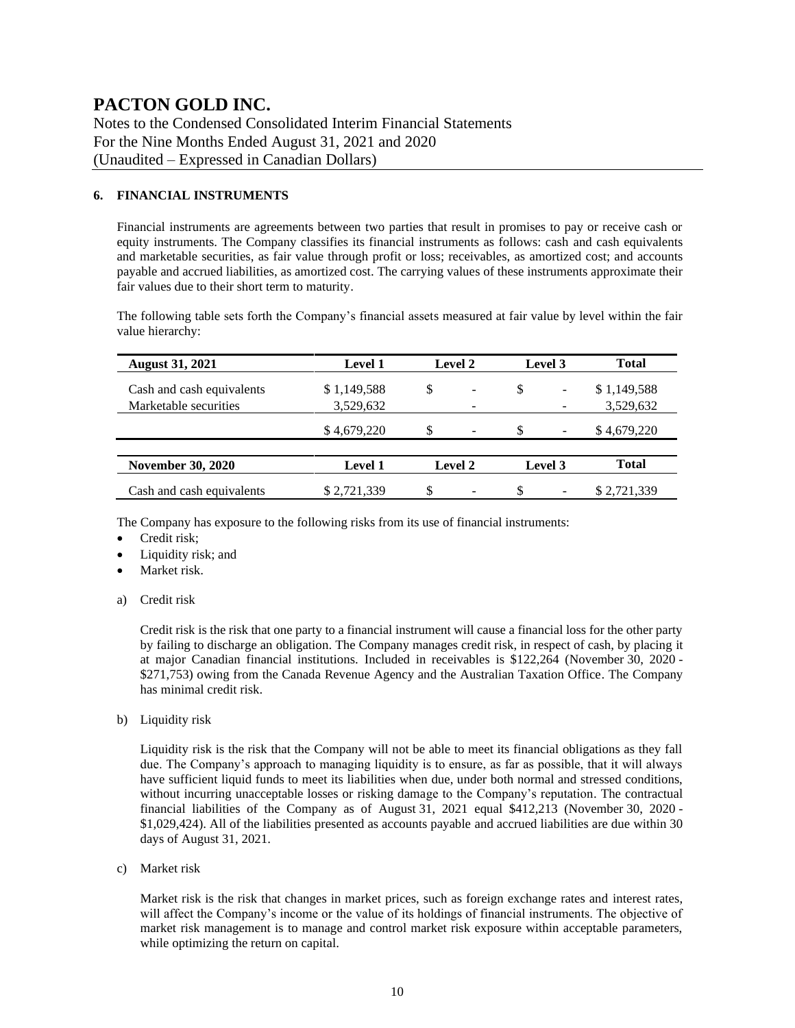## 6. FINANCIAL INSTRUMENTS

Financial instruments are agreements between two parties that result in promises to pay or receive cash or equity instruments. The Company classifies its financial instruments as follows: cash and cash equivalents and marketable securities, as fair value through profit or loss; receivables, as amortized cost; and accounts payable and accrued liabilities, as amortized cost. The carrying values of these instruments approximate their fair values due to their short term to maturity.

The following table sets forth the Company's financial assets measured at fair value by level within the fair value hierarchy:

| August 31, 2021 | Level 1 | Level 2 | Level 3 | Total |
|---|---|---|---|---|
| Cash and cash equivalents | $ 1,149,588 | $ - | $ - | $ 1,149,588 |
| Marketable securities | 3,529,632 | - | - | 3,529,632 |
| | $ 4,679,220 | $ - | $ - | $ 4,679,220 |

| November 30, 2020 | Level 1 | Level 2 | Level 3 | Total |
|---|---|---|---|---|
| Cash and cash equivalents | $ 2,721,339 | $ - | $ - | $ 2,721,339 |

The Company has exposure to the following risks from its use of financial instruments:

- Credit risk;
- Liquidity risk; and
- Market risk.

a) Credit risk

Credit risk is the risk that one party to a financial instrument will cause a financial loss for the other party by failing to discharge an obligation. The Company manages credit risk, in respect of cash, by placing it at major Canadian financial institutions. Included in receivables is $122,264 (November 30, 2020 - $271,753) owing from the Canada Revenue Agency and the Australian Taxation Office. The Company has minimal credit risk.

b) Liquidity risk

Liquidity risk is the risk that the Company will not be able to meet its financial obligations as they fall due. The Company's approach to managing liquidity is to ensure, as far as possible, that it will always have sufficient liquid funds to meet its liabilities when due, under both normal and stressed conditions, without incurring unacceptable losses or risking damage to the Company's reputation. The contractual financial liabilities of the Company as of August 31, 2021 equal $412,213 (November 30, 2020 - $1,029,424). All of the liabilities presented as accounts payable and accrued liabilities are due within 30 days of August 31, 2021.

c) Market risk

Market risk is the risk that changes in market prices, such as foreign exchange rates and interest rates, will affect the Company's income or the value of its holdings of financial instruments. The objective of market risk management is to manage and control market risk exposure within acceptable parameters, while optimizing the return on capital.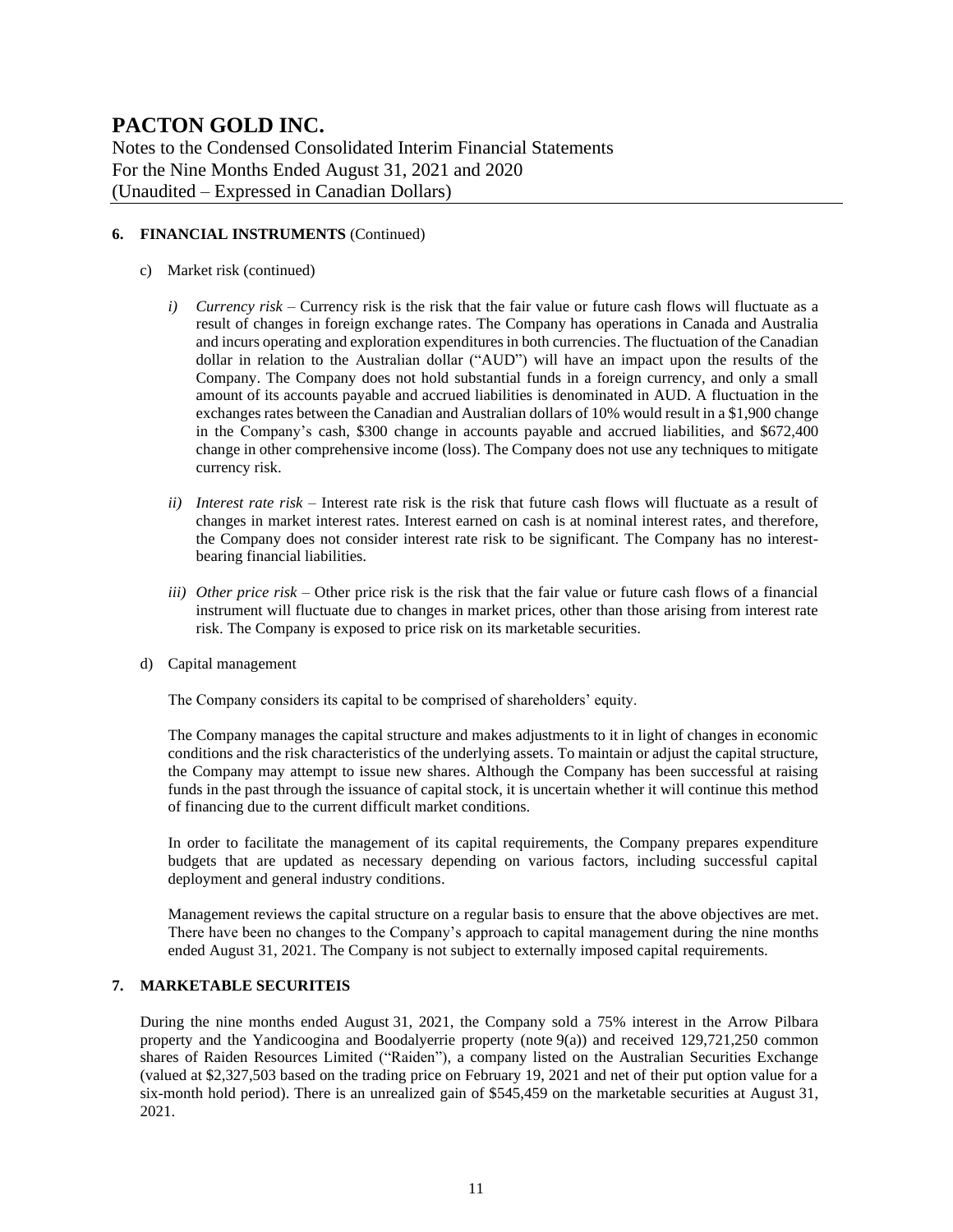## 6. FINANCIAL INSTRUMENTS (Continued)

c) Market risk (continued)

   *i) Currency risk* – Currency risk is the risk that the fair value or future cash flows will fluctuate as a result of changes in foreign exchange rates. The Company has operations in Canada and Australia and incurs operating and exploration expenditures in both currencies. The fluctuation of the Canadian dollar in relation to the Australian dollar ("AUD") will have an impact upon the results of the Company. The Company does not hold substantial funds in a foreign currency, and only a small amount of its accounts payable and accrued liabilities is denominated in AUD. A fluctuation in the exchanges rates between the Canadian and Australian dollars of 10% would result in a $1,900 change in the Company's cash, $300 change in accounts payable and accrued liabilities, and $672,400 change in other comprehensive income (loss). The Company does not use any techniques to mitigate currency risk.

   *ii) Interest rate risk* – Interest rate risk is the risk that future cash flows will fluctuate as a result of changes in market interest rates. Interest earned on cash is at nominal interest rates, and therefore, the Company does not consider interest rate risk to be significant. The Company has no interest-bearing financial liabilities.

   *iii) Other price risk* – Other price risk is the risk that the fair value or future cash flows of a financial instrument will fluctuate due to changes in market prices, other than those arising from interest rate risk. The Company is exposed to price risk on its marketable securities.

d) Capital management

   The Company considers its capital to be comprised of shareholders' equity.

   The Company manages the capital structure and makes adjustments to it in light of changes in economic conditions and the risk characteristics of the underlying assets. To maintain or adjust the capital structure, the Company may attempt to issue new shares. Although the Company has been successful at raising funds in the past through the issuance of capital stock, it is uncertain whether it will continue this method of financing due to the current difficult market conditions.

   In order to facilitate the management of its capital requirements, the Company prepares expenditure budgets that are updated as necessary depending on various factors, including successful capital deployment and general industry conditions.

   Management reviews the capital structure on a regular basis to ensure that the above objectives are met. There have been no changes to the Company's approach to capital management during the nine months ended August 31, 2021. The Company is not subject to externally imposed capital requirements.

## 7. MARKETABLE SECURITEIS

During the nine months ended August 31, 2021, the Company sold a 75% interest in the Arrow Pilbara property and the Yandicoogina and Boodalyerrie property (note 9(a)) and received 129,721,250 common shares of Raiden Resources Limited ("Raiden"), a company listed on the Australian Securities Exchange (valued at $2,327,503 based on the trading price on February 19, 2021 and net of their put option value for a six-month hold period). There is an unrealized gain of $545,459 on the marketable securities at August 31, 2021.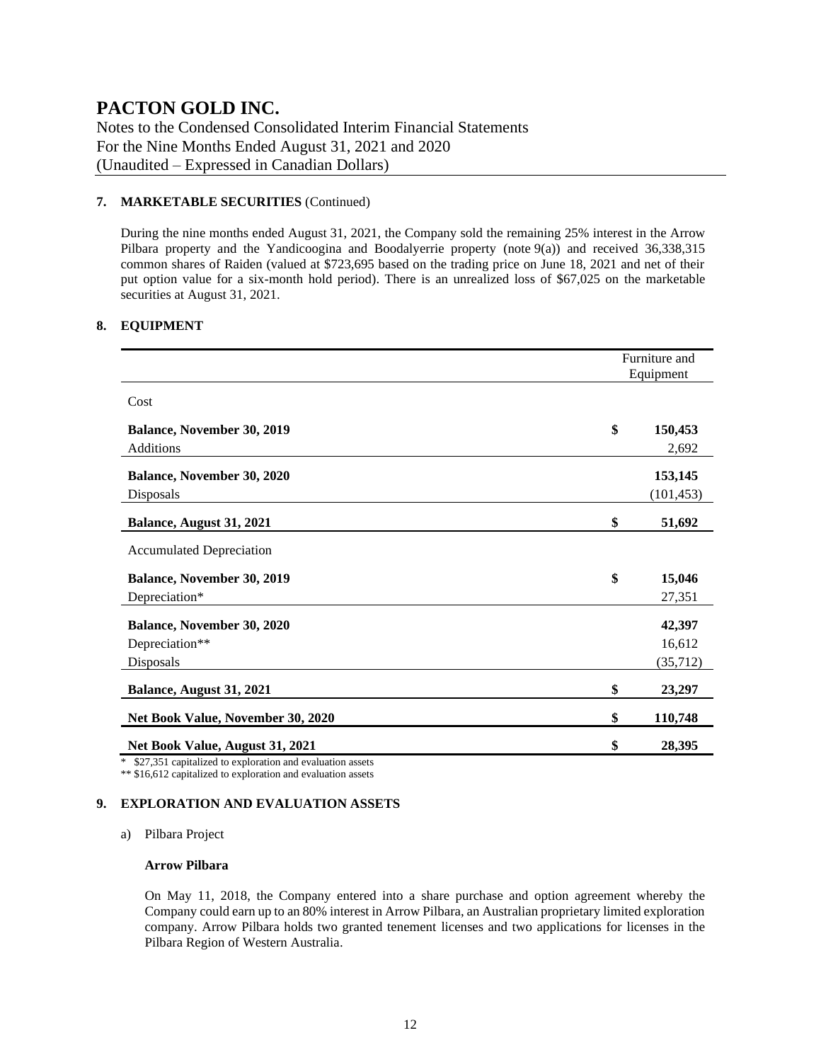# PACTON GOLD INC.

Notes to the Condensed Consolidated Interim Financial Statements
For the Nine Months Ended August 31, 2021 and 2020
(Unaudited – Expressed in Canadian Dollars)

**7. MARKETABLE SECURITIES** (Continued)

During the nine months ended August 31, 2021, the Company sold the remaining 25% interest in the Arrow Pilbara property and the Yandicoogina and Boodalyerrie property (note 9(a)) and received 36,338,315 common shares of Raiden (valued at $723,695 based on the trading price on June 18, 2021 and net of their put option value for a six-month hold period). There is an unrealized loss of $67,025 on the marketable securities at August 31, 2021.

**8. EQUIPMENT**

| | | Furniture and Equipment |
|---|---|---|
| Cost | | |
| **Balance, November 30, 2019** | $ | **150,453** |
| Additions | | 2,692 |
| **Balance, November 30, 2020** | | **153,145** |
| Disposals | | (101,453) |
| **Balance, August 31, 2021** | $ | **51,692** |
| Accumulated Depreciation | | |
| **Balance, November 30, 2019** | $ | **15,046** |
| Depreciation* | | 27,351 |
| **Balance, November 30, 2020** | | **42,397** |
| Depreciation** | | 16,612 |
| Disposals | | (35,712) |
| **Balance, August 31, 2021** | $ | **23,297** |
| **Net Book Value, November 30, 2020** | $ | **110,748** |
| **Net Book Value, August 31, 2021** | $ | **28,395** |

\* $27,351 capitalized to exploration and evaluation assets
\*\* $16,612 capitalized to exploration and evaluation assets

**9. EXPLORATION AND EVALUATION ASSETS**

a) Pilbara Project

**Arrow Pilbara**

On May 11, 2018, the Company entered into a share purchase and option agreement whereby the Company could earn up to an 80% interest in Arrow Pilbara, an Australian proprietary limited exploration company. Arrow Pilbara holds two granted tenement licenses and two applications for licenses in the Pilbara Region of Western Australia.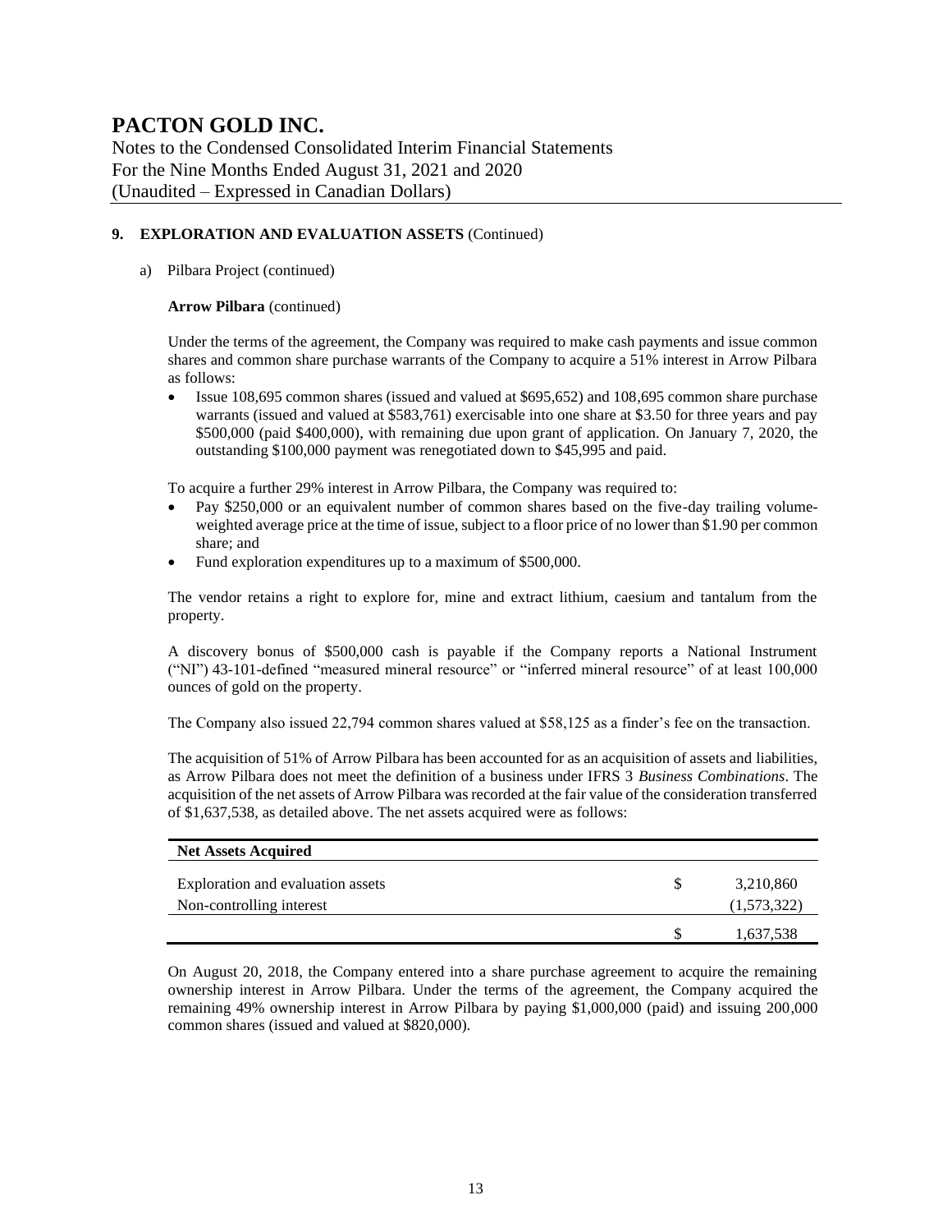# PACTON GOLD INC.

Notes to the Condensed Consolidated Interim Financial Statements
For the Nine Months Ended August 31, 2021 and 2020
(Unaudited – Expressed in Canadian Dollars)

## 9. EXPLORATION AND EVALUATION ASSETS (Continued)

a) Pilbara Project (continued)

**Arrow Pilbara** (continued)

Under the terms of the agreement, the Company was required to make cash payments and issue common shares and common share purchase warrants of the Company to acquire a 51% interest in Arrow Pilbara as follows:

- Issue 108,695 common shares (issued and valued at $695,652) and 108,695 common share purchase warrants (issued and valued at $583,761) exercisable into one share at $3.50 for three years and pay $500,000 (paid $400,000), with remaining due upon grant of application. On January 7, 2020, the outstanding $100,000 payment was renegotiated down to $45,995 and paid.

To acquire a further 29% interest in Arrow Pilbara, the Company was required to:

- Pay $250,000 or an equivalent number of common shares based on the five-day trailing volume-weighted average price at the time of issue, subject to a floor price of no lower than $1.90 per common share; and
- Fund exploration expenditures up to a maximum of $500,000.

The vendor retains a right to explore for, mine and extract lithium, caesium and tantalum from the property.

A discovery bonus of $500,000 cash is payable if the Company reports a National Instrument ("NI") 43-101-defined "measured mineral resource" or "inferred mineral resource" of at least 100,000 ounces of gold on the property.

The Company also issued 22,794 common shares valued at $58,125 as a finder's fee on the transaction.

The acquisition of 51% of Arrow Pilbara has been accounted for as an acquisition of assets and liabilities, as Arrow Pilbara does not meet the definition of a business under IFRS 3 *Business Combinations*. The acquisition of the net assets of Arrow Pilbara was recorded at the fair value of the consideration transferred of $1,637,538, as detailed above. The net assets acquired were as follows:

| **Net Assets Acquired** | | |
|---|---|---|
| Exploration and evaluation assets | $ | 3,210,860 |
| Non-controlling interest | | (1,573,322) |
| | $ | 1,637,538 |

On August 20, 2018, the Company entered into a share purchase agreement to acquire the remaining ownership interest in Arrow Pilbara. Under the terms of the agreement, the Company acquired the remaining 49% ownership interest in Arrow Pilbara by paying $1,000,000 (paid) and issuing 200,000 common shares (issued and valued at $820,000).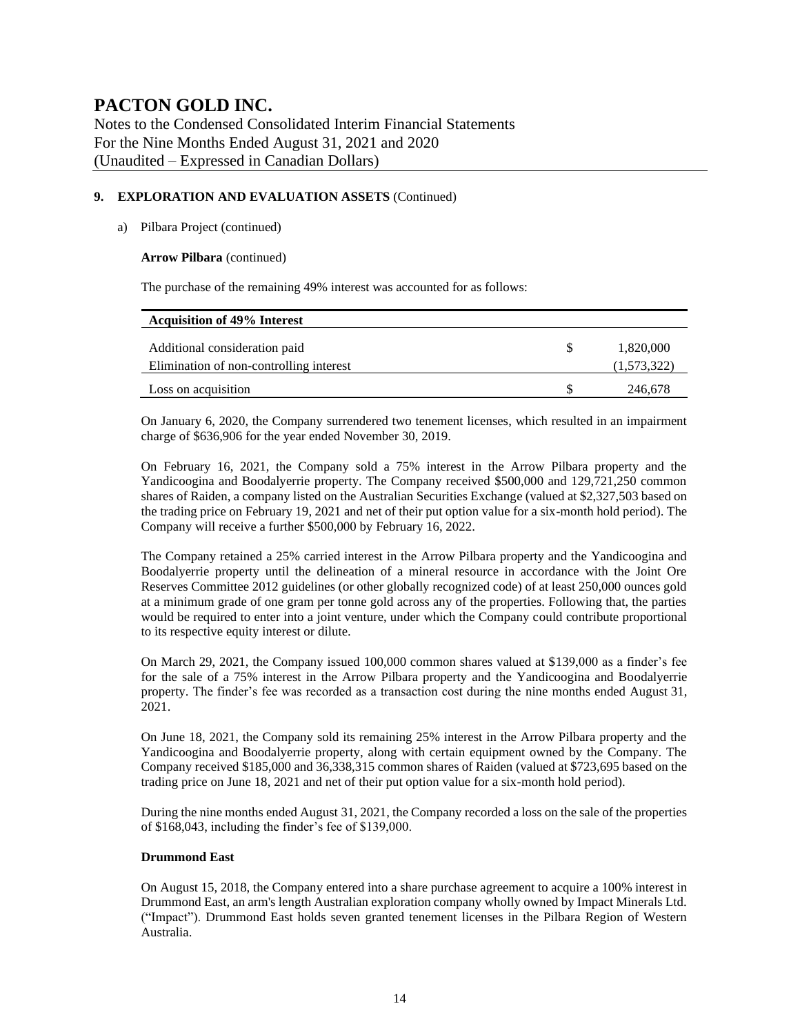## 9. EXPLORATION AND EVALUATION ASSETS (Continued)

a) Pilbara Project (continued)

**Arrow Pilbara** (continued)

The purchase of the remaining 49% interest was accounted for as follows:

| Acquisition of 49% Interest | | |
|---|---|---|
| Additional consideration paid | $ | 1,820,000 |
| Elimination of non-controlling interest | | (1,573,322) |
| Loss on acquisition | $ | 246,678 |

On January 6, 2020, the Company surrendered two tenement licenses, which resulted in an impairment charge of $636,906 for the year ended November 30, 2019.

On February 16, 2021, the Company sold a 75% interest in the Arrow Pilbara property and the Yandicoogina and Boodalyerrie property. The Company received $500,000 and 129,721,250 common shares of Raiden, a company listed on the Australian Securities Exchange (valued at $2,327,503 based on the trading price on February 19, 2021 and net of their put option value for a six-month hold period). The Company will receive a further $500,000 by February 16, 2022.

The Company retained a 25% carried interest in the Arrow Pilbara property and the Yandicoogina and Boodalyerrie property until the delineation of a mineral resource in accordance with the Joint Ore Reserves Committee 2012 guidelines (or other globally recognized code) of at least 250,000 ounces gold at a minimum grade of one gram per tonne gold across any of the properties. Following that, the parties would be required to enter into a joint venture, under which the Company could contribute proportional to its respective equity interest or dilute.

On March 29, 2021, the Company issued 100,000 common shares valued at $139,000 as a finder's fee for the sale of a 75% interest in the Arrow Pilbara property and the Yandicoogina and Boodalyerrie property. The finder's fee was recorded as a transaction cost during the nine months ended August 31, 2021.

On June 18, 2021, the Company sold its remaining 25% interest in the Arrow Pilbara property and the Yandicoogina and Boodalyerrie property, along with certain equipment owned by the Company. The Company received $185,000 and 36,338,315 common shares of Raiden (valued at $723,695 based on the trading price on June 18, 2021 and net of their put option value for a six-month hold period).

During the nine months ended August 31, 2021, the Company recorded a loss on the sale of the properties of $168,043, including the finder's fee of $139,000.

**Drummond East**

On August 15, 2018, the Company entered into a share purchase agreement to acquire a 100% interest in Drummond East, an arm's length Australian exploration company wholly owned by Impact Minerals Ltd. ("Impact"). Drummond East holds seven granted tenement licenses in the Pilbara Region of Western Australia.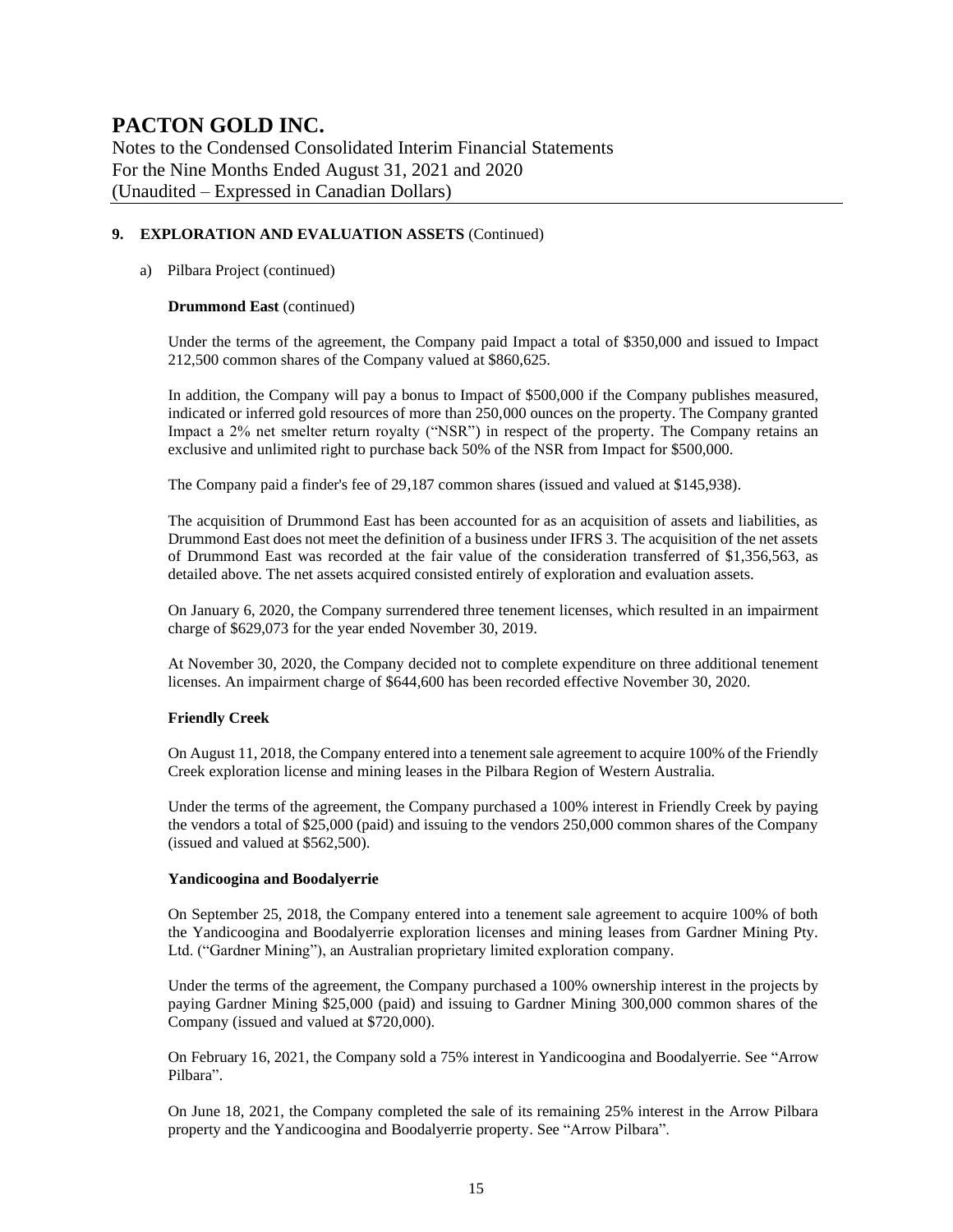## 9. EXPLORATION AND EVALUATION ASSETS (Continued)

a) Pilbara Project (continued)

**Drummond East** (continued)

Under the terms of the agreement, the Company paid Impact a total of $350,000 and issued to Impact 212,500 common shares of the Company valued at $860,625.

In addition, the Company will pay a bonus to Impact of $500,000 if the Company publishes measured, indicated or inferred gold resources of more than 250,000 ounces on the property. The Company granted Impact a 2% net smelter return royalty ("NSR") in respect of the property. The Company retains an exclusive and unlimited right to purchase back 50% of the NSR from Impact for $500,000.

The Company paid a finder's fee of 29,187 common shares (issued and valued at $145,938).

The acquisition of Drummond East has been accounted for as an acquisition of assets and liabilities, as Drummond East does not meet the definition of a business under IFRS 3. The acquisition of the net assets of Drummond East was recorded at the fair value of the consideration transferred of $1,356,563, as detailed above. The net assets acquired consisted entirely of exploration and evaluation assets.

On January 6, 2020, the Company surrendered three tenement licenses, which resulted in an impairment charge of $629,073 for the year ended November 30, 2019.

At November 30, 2020, the Company decided not to complete expenditure on three additional tenement licenses. An impairment charge of $644,600 has been recorded effective November 30, 2020.

**Friendly Creek**

On August 11, 2018, the Company entered into a tenement sale agreement to acquire 100% of the Friendly Creek exploration license and mining leases in the Pilbara Region of Western Australia.

Under the terms of the agreement, the Company purchased a 100% interest in Friendly Creek by paying the vendors a total of $25,000 (paid) and issuing to the vendors 250,000 common shares of the Company (issued and valued at $562,500).

**Yandicoogina and Boodalyerrie**

On September 25, 2018, the Company entered into a tenement sale agreement to acquire 100% of both the Yandicoogina and Boodalyerrie exploration licenses and mining leases from Gardner Mining Pty. Ltd. ("Gardner Mining"), an Australian proprietary limited exploration company.

Under the terms of the agreement, the Company purchased a 100% ownership interest in the projects by paying Gardner Mining $25,000 (paid) and issuing to Gardner Mining 300,000 common shares of the Company (issued and valued at $720,000).

On February 16, 2021, the Company sold a 75% interest in Yandicoogina and Boodalyerrie. See "Arrow Pilbara".

On June 18, 2021, the Company completed the sale of its remaining 25% interest in the Arrow Pilbara property and the Yandicoogina and Boodalyerrie property. See "Arrow Pilbara".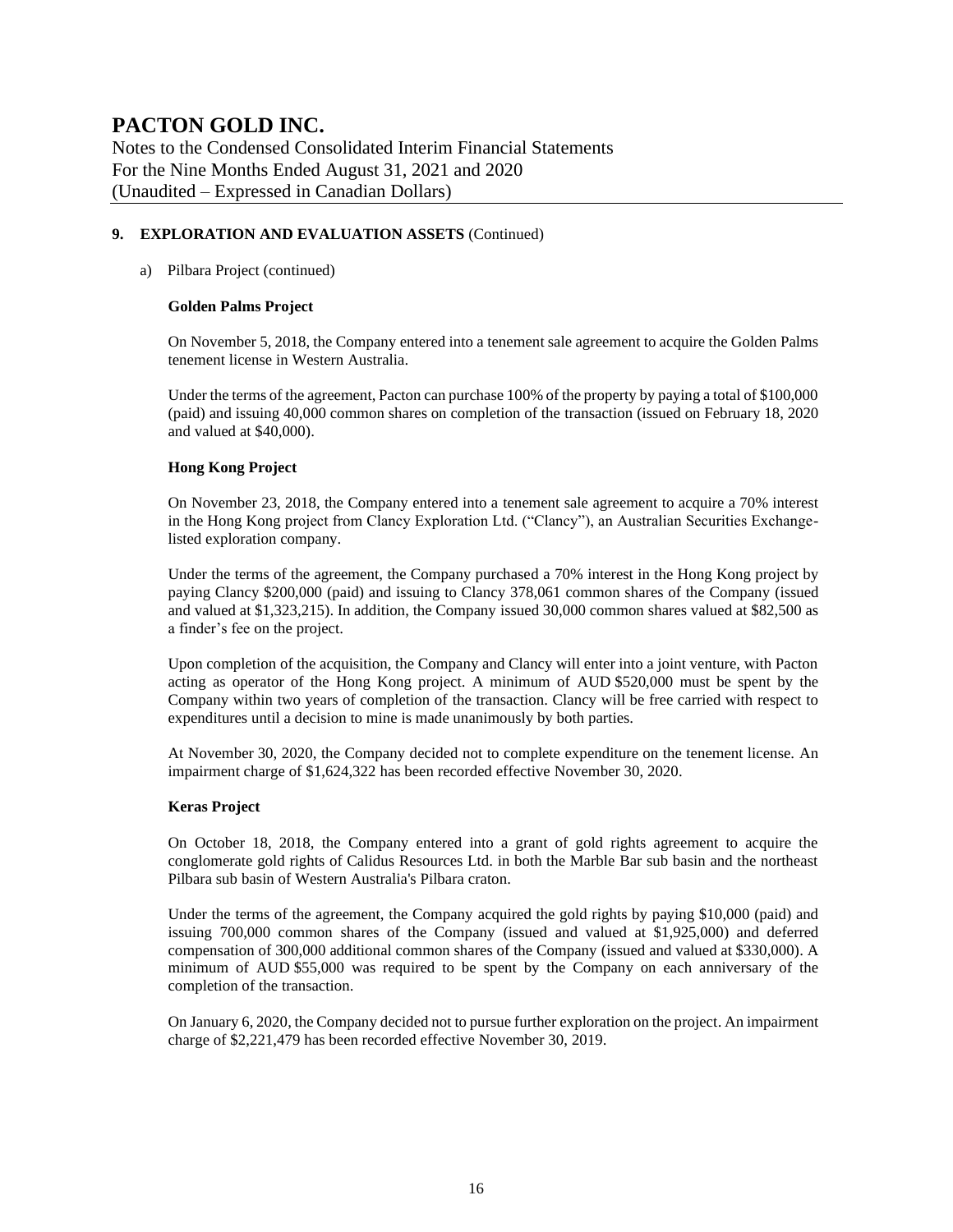## 9. EXPLORATION AND EVALUATION ASSETS (Continued)

a) Pilbara Project (continued)

**Golden Palms Project**

On November 5, 2018, the Company entered into a tenement sale agreement to acquire the Golden Palms tenement license in Western Australia.

Under the terms of the agreement, Pacton can purchase 100% of the property by paying a total of $100,000 (paid) and issuing 40,000 common shares on completion of the transaction (issued on February 18, 2020 and valued at $40,000).

**Hong Kong Project**

On November 23, 2018, the Company entered into a tenement sale agreement to acquire a 70% interest in the Hong Kong project from Clancy Exploration Ltd. ("Clancy"), an Australian Securities Exchange-listed exploration company.

Under the terms of the agreement, the Company purchased a 70% interest in the Hong Kong project by paying Clancy $200,000 (paid) and issuing to Clancy 378,061 common shares of the Company (issued and valued at $1,323,215). In addition, the Company issued 30,000 common shares valued at $82,500 as a finder's fee on the project.

Upon completion of the acquisition, the Company and Clancy will enter into a joint venture, with Pacton acting as operator of the Hong Kong project. A minimum of AUD $520,000 must be spent by the Company within two years of completion of the transaction. Clancy will be free carried with respect to expenditures until a decision to mine is made unanimously by both parties.

At November 30, 2020, the Company decided not to complete expenditure on the tenement license. An impairment charge of $1,624,322 has been recorded effective November 30, 2020.

**Keras Project**

On October 18, 2018, the Company entered into a grant of gold rights agreement to acquire the conglomerate gold rights of Calidus Resources Ltd. in both the Marble Bar sub basin and the northeast Pilbara sub basin of Western Australia's Pilbara craton.

Under the terms of the agreement, the Company acquired the gold rights by paying $10,000 (paid) and issuing 700,000 common shares of the Company (issued and valued at $1,925,000) and deferred compensation of 300,000 additional common shares of the Company (issued and valued at $330,000). A minimum of AUD $55,000 was required to be spent by the Company on each anniversary of the completion of the transaction.

On January 6, 2020, the Company decided not to pursue further exploration on the project. An impairment charge of $2,221,479 has been recorded effective November 30, 2019.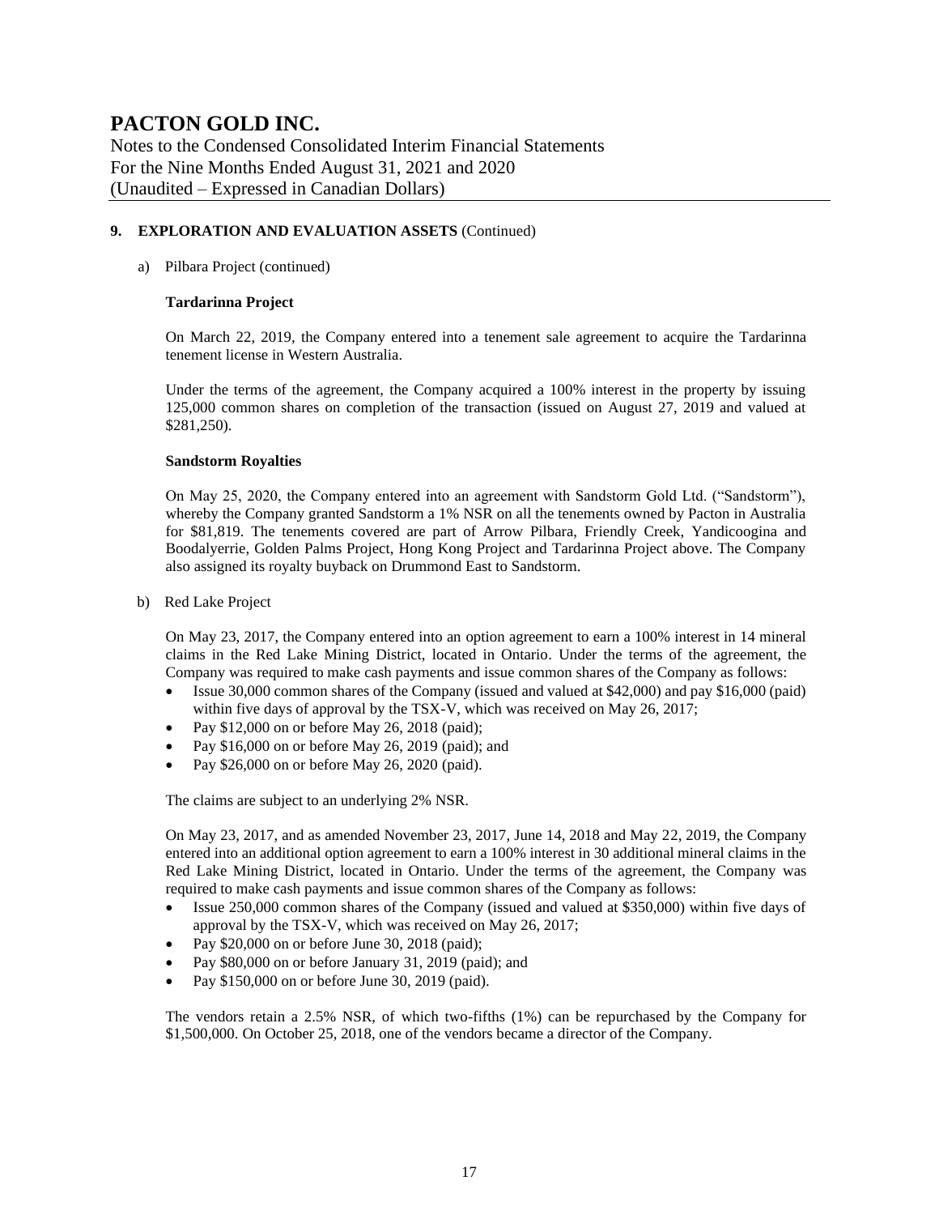## 9. EXPLORATION AND EVALUATION ASSETS (Continued)

a) Pilbara Project (continued)

**Tardarinna Project**

On March 22, 2019, the Company entered into a tenement sale agreement to acquire the Tardarinna tenement license in Western Australia.

Under the terms of the agreement, the Company acquired a 100% interest in the property by issuing 125,000 common shares on completion of the transaction (issued on August 27, 2019 and valued at $281,250).

**Sandstorm Royalties**

On May 25, 2020, the Company entered into an agreement with Sandstorm Gold Ltd. ("Sandstorm"), whereby the Company granted Sandstorm a 1% NSR on all the tenements owned by Pacton in Australia for $81,819. The tenements covered are part of Arrow Pilbara, Friendly Creek, Yandicoogina and Boodalyerrie, Golden Palms Project, Hong Kong Project and Tardarinna Project above. The Company also assigned its royalty buyback on Drummond East to Sandstorm.

b) Red Lake Project

On May 23, 2017, the Company entered into an option agreement to earn a 100% interest in 14 mineral claims in the Red Lake Mining District, located in Ontario. Under the terms of the agreement, the Company was required to make cash payments and issue common shares of the Company as follows:

- Issue 30,000 common shares of the Company (issued and valued at $42,000) and pay $16,000 (paid) within five days of approval by the TSX-V, which was received on May 26, 2017;
- Pay $12,000 on or before May 26, 2018 (paid);
- Pay $16,000 on or before May 26, 2019 (paid); and
- Pay $26,000 on or before May 26, 2020 (paid).

The claims are subject to an underlying 2% NSR.

On May 23, 2017, and as amended November 23, 2017, June 14, 2018 and May 22, 2019, the Company entered into an additional option agreement to earn a 100% interest in 30 additional mineral claims in the Red Lake Mining District, located in Ontario. Under the terms of the agreement, the Company was required to make cash payments and issue common shares of the Company as follows:

- Issue 250,000 common shares of the Company (issued and valued at $350,000) within five days of approval by the TSX-V, which was received on May 26, 2017;
- Pay $20,000 on or before June 30, 2018 (paid);
- Pay $80,000 on or before January 31, 2019 (paid); and
- Pay $150,000 on or before June 30, 2019 (paid).

The vendors retain a 2.5% NSR, of which two-fifths (1%) can be repurchased by the Company for $1,500,000. On October 25, 2018, one of the vendors became a director of the Company.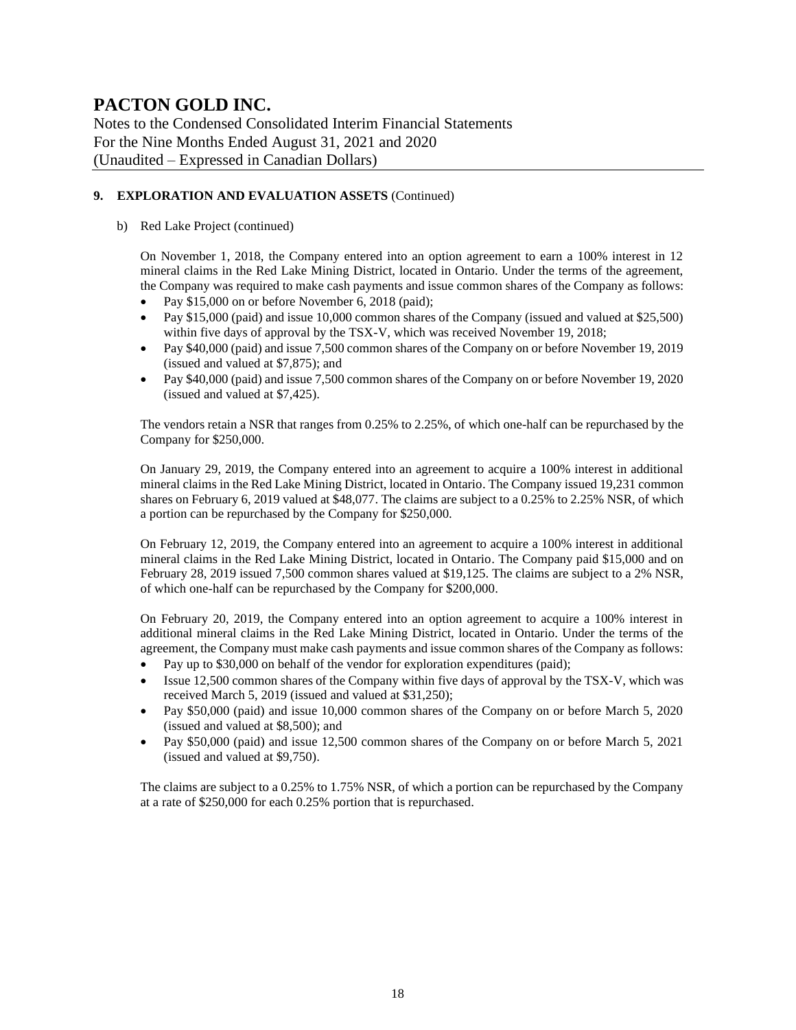## 9. EXPLORATION AND EVALUATION ASSETS (Continued)

b) Red Lake Project (continued)

On November 1, 2018, the Company entered into an option agreement to earn a 100% interest in 12 mineral claims in the Red Lake Mining District, located in Ontario. Under the terms of the agreement, the Company was required to make cash payments and issue common shares of the Company as follows:

- Pay $15,000 on or before November 6, 2018 (paid);
- Pay $15,000 (paid) and issue 10,000 common shares of the Company (issued and valued at $25,500) within five days of approval by the TSX-V, which was received November 19, 2018;
- Pay $40,000 (paid) and issue 7,500 common shares of the Company on or before November 19, 2019 (issued and valued at $7,875); and
- Pay $40,000 (paid) and issue 7,500 common shares of the Company on or before November 19, 2020 (issued and valued at $7,425).

The vendors retain a NSR that ranges from 0.25% to 2.25%, of which one-half can be repurchased by the Company for $250,000.

On January 29, 2019, the Company entered into an agreement to acquire a 100% interest in additional mineral claims in the Red Lake Mining District, located in Ontario. The Company issued 19,231 common shares on February 6, 2019 valued at $48,077. The claims are subject to a 0.25% to 2.25% NSR, of which a portion can be repurchased by the Company for $250,000.

On February 12, 2019, the Company entered into an agreement to acquire a 100% interest in additional mineral claims in the Red Lake Mining District, located in Ontario. The Company paid $15,000 and on February 28, 2019 issued 7,500 common shares valued at $19,125. The claims are subject to a 2% NSR, of which one-half can be repurchased by the Company for $200,000.

On February 20, 2019, the Company entered into an option agreement to acquire a 100% interest in additional mineral claims in the Red Lake Mining District, located in Ontario. Under the terms of the agreement, the Company must make cash payments and issue common shares of the Company as follows:

- Pay up to $30,000 on behalf of the vendor for exploration expenditures (paid);
- Issue 12,500 common shares of the Company within five days of approval by the TSX-V, which was received March 5, 2019 (issued and valued at $31,250);
- Pay $50,000 (paid) and issue 10,000 common shares of the Company on or before March 5, 2020 (issued and valued at $8,500); and
- Pay $50,000 (paid) and issue 12,500 common shares of the Company on or before March 5, 2021 (issued and valued at $9,750).

The claims are subject to a 0.25% to 1.75% NSR, of which a portion can be repurchased by the Company at a rate of $250,000 for each 0.25% portion that is repurchased.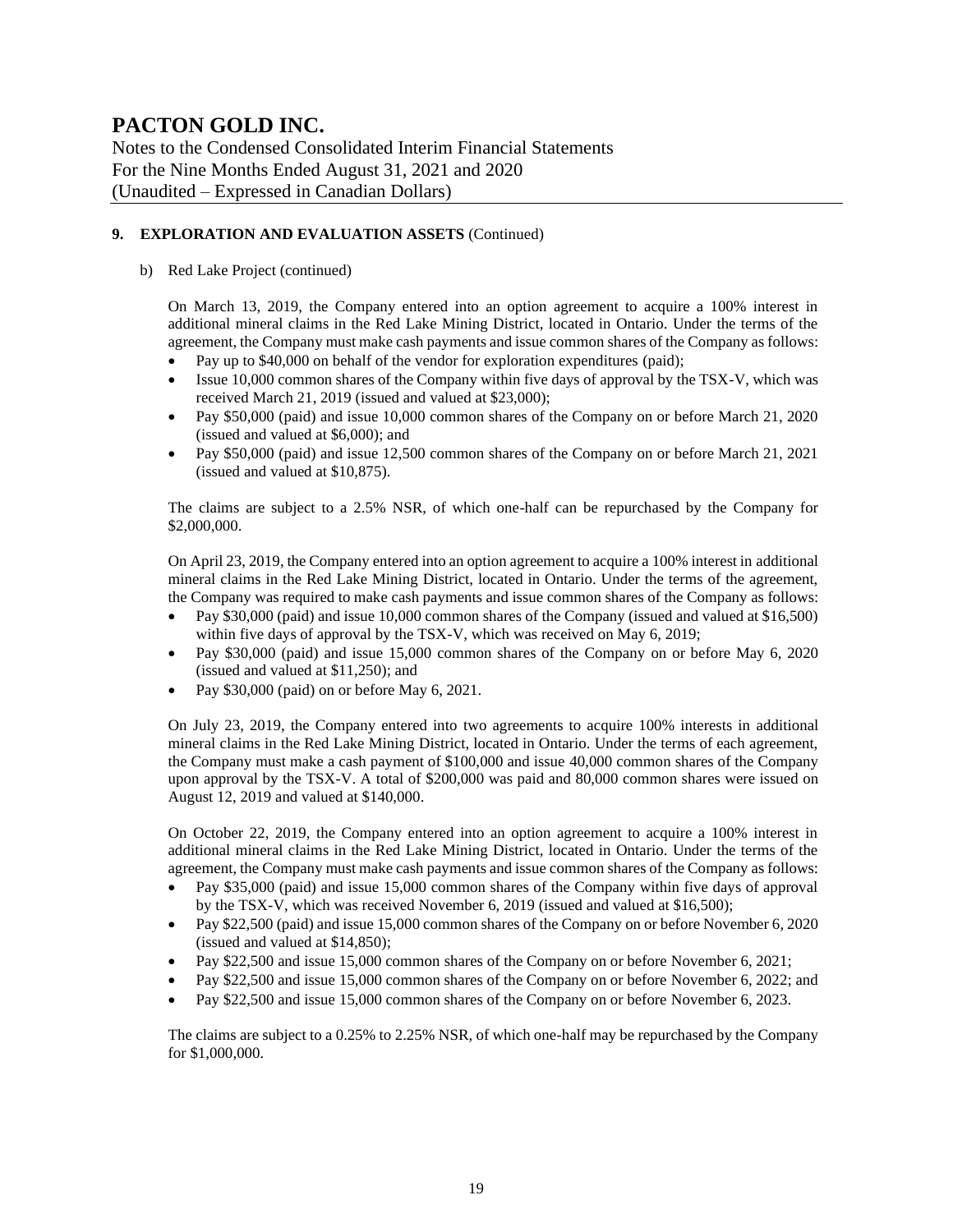## 9. EXPLORATION AND EVALUATION ASSETS (Continued)

b) Red Lake Project (continued)

On March 13, 2019, the Company entered into an option agreement to acquire a 100% interest in additional mineral claims in the Red Lake Mining District, located in Ontario. Under the terms of the agreement, the Company must make cash payments and issue common shares of the Company as follows:

- Pay up to $40,000 on behalf of the vendor for exploration expenditures (paid);
- Issue 10,000 common shares of the Company within five days of approval by the TSX-V, which was received March 21, 2019 (issued and valued at $23,000);
- Pay $50,000 (paid) and issue 10,000 common shares of the Company on or before March 21, 2020 (issued and valued at $6,000); and
- Pay $50,000 (paid) and issue 12,500 common shares of the Company on or before March 21, 2021 (issued and valued at $10,875).

The claims are subject to a 2.5% NSR, of which one-half can be repurchased by the Company for $2,000,000.

On April 23, 2019, the Company entered into an option agreement to acquire a 100% interest in additional mineral claims in the Red Lake Mining District, located in Ontario. Under the terms of the agreement, the Company was required to make cash payments and issue common shares of the Company as follows:

- Pay $30,000 (paid) and issue 10,000 common shares of the Company (issued and valued at $16,500) within five days of approval by the TSX-V, which was received on May 6, 2019;
- Pay $30,000 (paid) and issue 15,000 common shares of the Company on or before May 6, 2020 (issued and valued at $11,250); and
- Pay $30,000 (paid) on or before May 6, 2021.

On July 23, 2019, the Company entered into two agreements to acquire 100% interests in additional mineral claims in the Red Lake Mining District, located in Ontario. Under the terms of each agreement, the Company must make a cash payment of $100,000 and issue 40,000 common shares of the Company upon approval by the TSX-V. A total of $200,000 was paid and 80,000 common shares were issued on August 12, 2019 and valued at $140,000.

On October 22, 2019, the Company entered into an option agreement to acquire a 100% interest in additional mineral claims in the Red Lake Mining District, located in Ontario. Under the terms of the agreement, the Company must make cash payments and issue common shares of the Company as follows:

- Pay $35,000 (paid) and issue 15,000 common shares of the Company within five days of approval by the TSX-V, which was received November 6, 2019 (issued and valued at $16,500);
- Pay $22,500 (paid) and issue 15,000 common shares of the Company on or before November 6, 2020 (issued and valued at $14,850);
- Pay $22,500 and issue 15,000 common shares of the Company on or before November 6, 2021;
- Pay $22,500 and issue 15,000 common shares of the Company on or before November 6, 2022; and
- Pay $22,500 and issue 15,000 common shares of the Company on or before November 6, 2023.

The claims are subject to a 0.25% to 2.25% NSR, of which one-half may be repurchased by the Company for $1,000,000.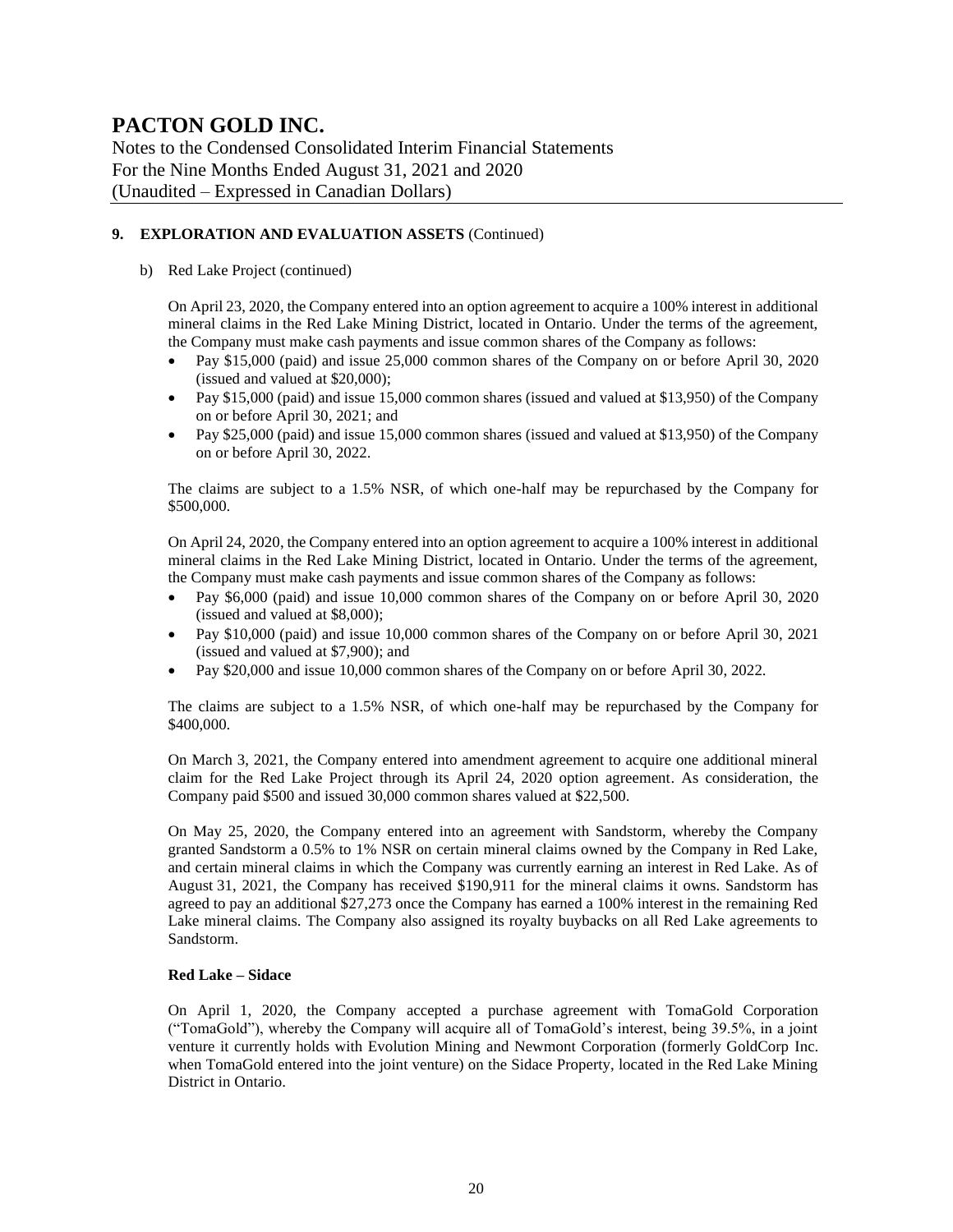## 9. EXPLORATION AND EVALUATION ASSETS (Continued)

b) Red Lake Project (continued)

On April 23, 2020, the Company entered into an option agreement to acquire a 100% interest in additional mineral claims in the Red Lake Mining District, located in Ontario. Under the terms of the agreement, the Company must make cash payments and issue common shares of the Company as follows:

- Pay $15,000 (paid) and issue 25,000 common shares of the Company on or before April 30, 2020 (issued and valued at $20,000);
- Pay $15,000 (paid) and issue 15,000 common shares (issued and valued at $13,950) of the Company on or before April 30, 2021; and
- Pay $25,000 (paid) and issue 15,000 common shares (issued and valued at $13,950) of the Company on or before April 30, 2022.

The claims are subject to a 1.5% NSR, of which one-half may be repurchased by the Company for $500,000.

On April 24, 2020, the Company entered into an option agreement to acquire a 100% interest in additional mineral claims in the Red Lake Mining District, located in Ontario. Under the terms of the agreement, the Company must make cash payments and issue common shares of the Company as follows:

- Pay $6,000 (paid) and issue 10,000 common shares of the Company on or before April 30, 2020 (issued and valued at $8,000);
- Pay $10,000 (paid) and issue 10,000 common shares of the Company on or before April 30, 2021 (issued and valued at $7,900); and
- Pay $20,000 and issue 10,000 common shares of the Company on or before April 30, 2022.

The claims are subject to a 1.5% NSR, of which one-half may be repurchased by the Company for $400,000.

On March 3, 2021, the Company entered into amendment agreement to acquire one additional mineral claim for the Red Lake Project through its April 24, 2020 option agreement. As consideration, the Company paid $500 and issued 30,000 common shares valued at $22,500.

On May 25, 2020, the Company entered into an agreement with Sandstorm, whereby the Company granted Sandstorm a 0.5% to 1% NSR on certain mineral claims owned by the Company in Red Lake, and certain mineral claims in which the Company was currently earning an interest in Red Lake. As of August 31, 2021, the Company has received $190,911 for the mineral claims it owns. Sandstorm has agreed to pay an additional $27,273 once the Company has earned a 100% interest in the remaining Red Lake mineral claims. The Company also assigned its royalty buybacks on all Red Lake agreements to Sandstorm.

**Red Lake – Sidace**

On April 1, 2020, the Company accepted a purchase agreement with TomaGold Corporation ("TomaGold"), whereby the Company will acquire all of TomaGold's interest, being 39.5%, in a joint venture it currently holds with Evolution Mining and Newmont Corporation (formerly GoldCorp Inc. when TomaGold entered into the joint venture) on the Sidace Property, located in the Red Lake Mining District in Ontario.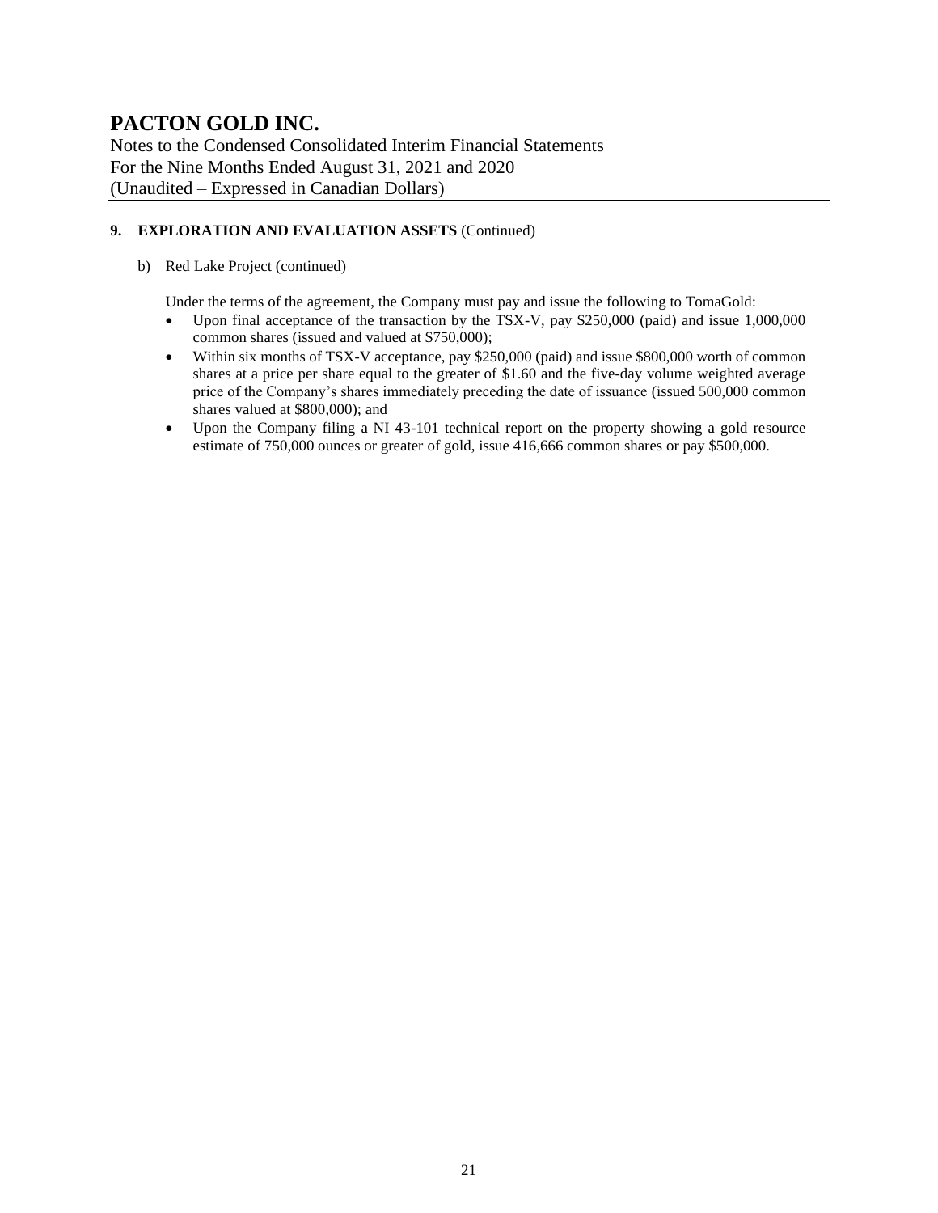## 9. EXPLORATION AND EVALUATION ASSETS (Continued)

b) Red Lake Project (continued)

Under the terms of the agreement, the Company must pay and issue the following to TomaGold:

- Upon final acceptance of the transaction by the TSX-V, pay $250,000 (paid) and issue 1,000,000 common shares (issued and valued at $750,000);
- Within six months of TSX-V acceptance, pay $250,000 (paid) and issue $800,000 worth of common shares at a price per share equal to the greater of $1.60 and the five-day volume weighted average price of the Company's shares immediately preceding the date of issuance (issued 500,000 common shares valued at $800,000); and
- Upon the Company filing a NI 43-101 technical report on the property showing a gold resource estimate of 750,000 ounces or greater of gold, issue 416,666 common shares or pay $500,000.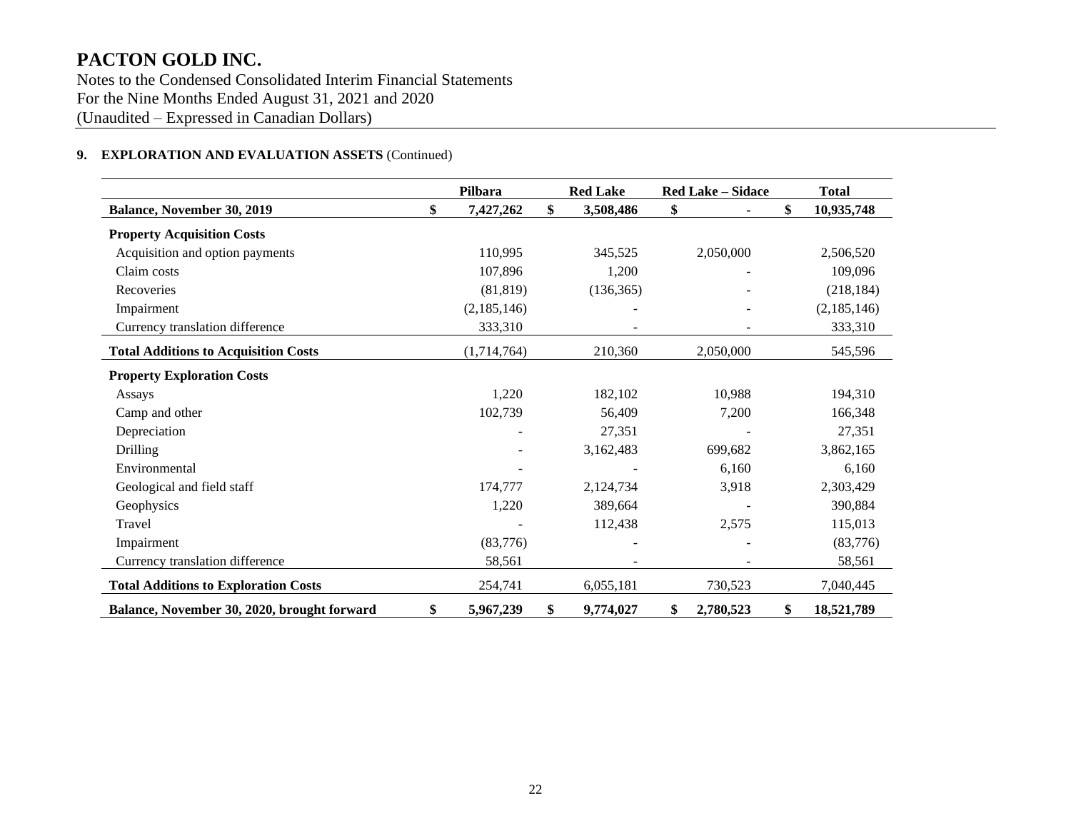# PACTON GOLD INC.

Notes to the Condensed Consolidated Interim Financial Statements
For the Nine Months Ended August 31, 2021 and 2020
(Unaudited – Expressed in Canadian Dollars)

## 9. EXPLORATION AND EVALUATION ASSETS (Continued)

| | Pilbara | Red Lake | Red Lake – Sidace | Total |
|---|---|---|---|---|
| **Balance, November 30, 2019** | **$ 7,427,262** | **$ 3,508,486** | **$ -** | **$ 10,935,748** |
| **Property Acquisition Costs** | | | | |
| Acquisition and option payments | 110,995 | 345,525 | 2,050,000 | 2,506,520 |
| Claim costs | 107,896 | 1,200 | - | 109,096 |
| Recoveries | (81,819) | (136,365) | - | (218,184) |
| Impairment | (2,185,146) | - | - | (2,185,146) |
| Currency translation difference | 333,310 | - | - | 333,310 |
| **Total Additions to Acquisition Costs** | (1,714,764) | 210,360 | 2,050,000 | 545,596 |
| **Property Exploration Costs** | | | | |
| Assays | 1,220 | 182,102 | 10,988 | 194,310 |
| Camp and other | 102,739 | 56,409 | 7,200 | 166,348 |
| Depreciation | - | 27,351 | - | 27,351 |
| Drilling | - | 3,162,483 | 699,682 | 3,862,165 |
| Environmental | - | - | 6,160 | 6,160 |
| Geological and field staff | 174,777 | 2,124,734 | 3,918 | 2,303,429 |
| Geophysics | 1,220 | 389,664 | - | 390,884 |
| Travel | - | 112,438 | 2,575 | 115,013 |
| Impairment | (83,776) | - | - | (83,776) |
| Currency translation difference | 58,561 | - | - | 58,561 |
| **Total Additions to Exploration Costs** | 254,741 | 6,055,181 | 730,523 | 7,040,445 |
| **Balance, November 30, 2020, brought forward** | **$ 5,967,239** | **$ 9,774,027** | **$ 2,780,523** | **$ 18,521,789** |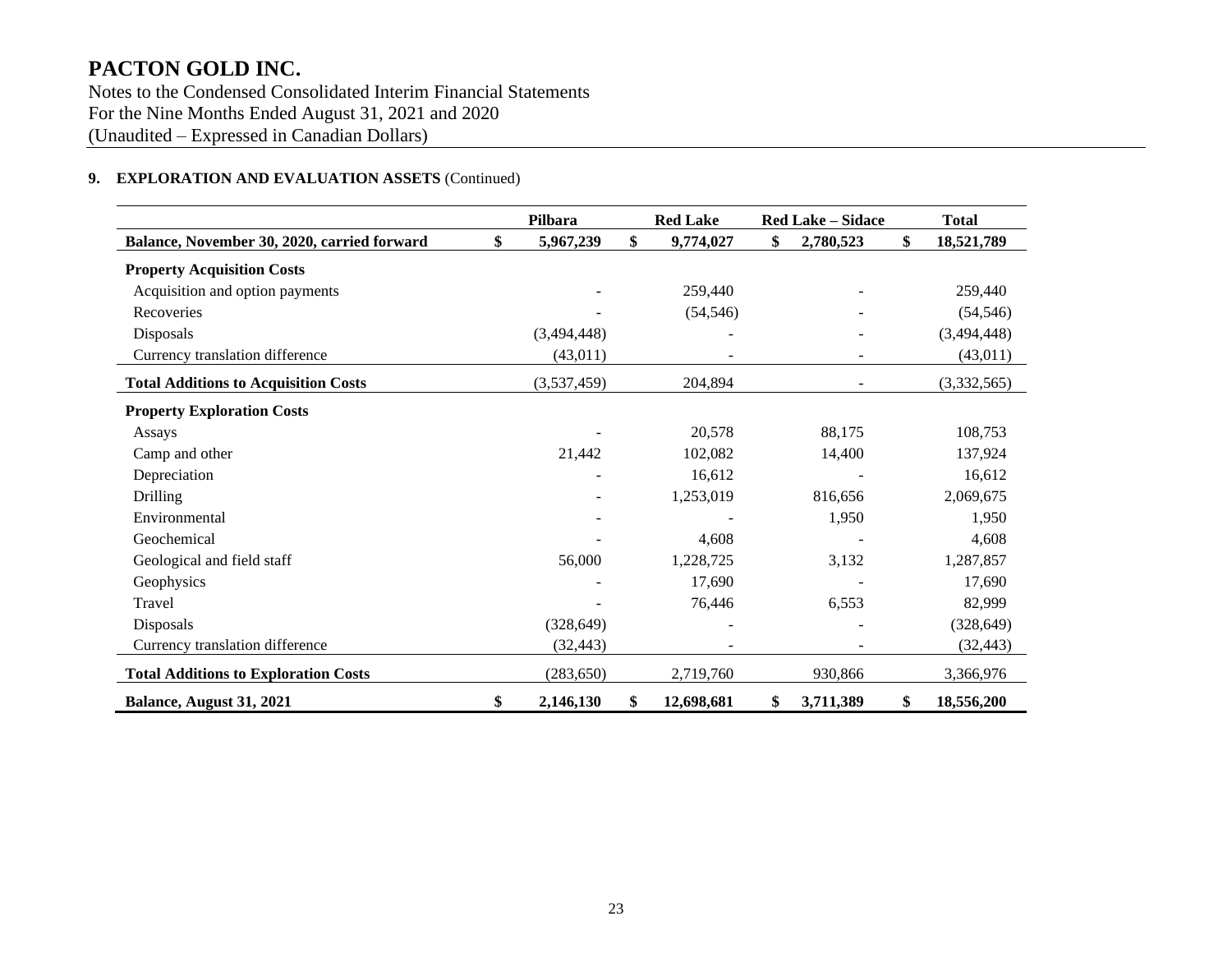**PACTON GOLD INC.**
Notes to the Condensed Consolidated Interim Financial Statements
For the Nine Months Ended August 31, 2021 and 2020
(Unaudited – Expressed in Canadian Dollars)

**9. EXPLORATION AND EVALUATION ASSETS** (Continued)

| | Pilbara | Red Lake | Red Lake – Sidace | Total |
|---|---|---|---|---|
| **Balance, November 30, 2020, carried forward** | **$ 5,967,239** | **$ 9,774,027** | **$ 2,780,523** | **$ 18,521,789** |
| **Property Acquisition Costs** | | | | |
| Acquisition and option payments | - | 259,440 | - | 259,440 |
| Recoveries | - | (54,546) | - | (54,546) |
| Disposals | (3,494,448) | - | - | (3,494,448) |
| Currency translation difference | (43,011) | - | - | (43,011) |
| **Total Additions to Acquisition Costs** | (3,537,459) | 204,894 | - | (3,332,565) |
| **Property Exploration Costs** | | | | |
| Assays | - | 20,578 | 88,175 | 108,753 |
| Camp and other | 21,442 | 102,082 | 14,400 | 137,924 |
| Depreciation | - | 16,612 | - | 16,612 |
| Drilling | - | 1,253,019 | 816,656 | 2,069,675 |
| Environmental | - | - | 1,950 | 1,950 |
| Geochemical | - | 4,608 | - | 4,608 |
| Geological and field staff | 56,000 | 1,228,725 | 3,132 | 1,287,857 |
| Geophysics | - | 17,690 | - | 17,690 |
| Travel | - | 76,446 | 6,553 | 82,999 |
| Disposals | (328,649) | - | - | (328,649) |
| Currency translation difference | (32,443) | - | - | (32,443) |
| **Total Additions to Exploration Costs** | (283,650) | 2,719,760 | 930,866 | 3,366,976 |
| **Balance, August 31, 2021** | **$ 2,146,130** | **$ 12,698,681** | **$ 3,711,389** | **$ 18,556,200** |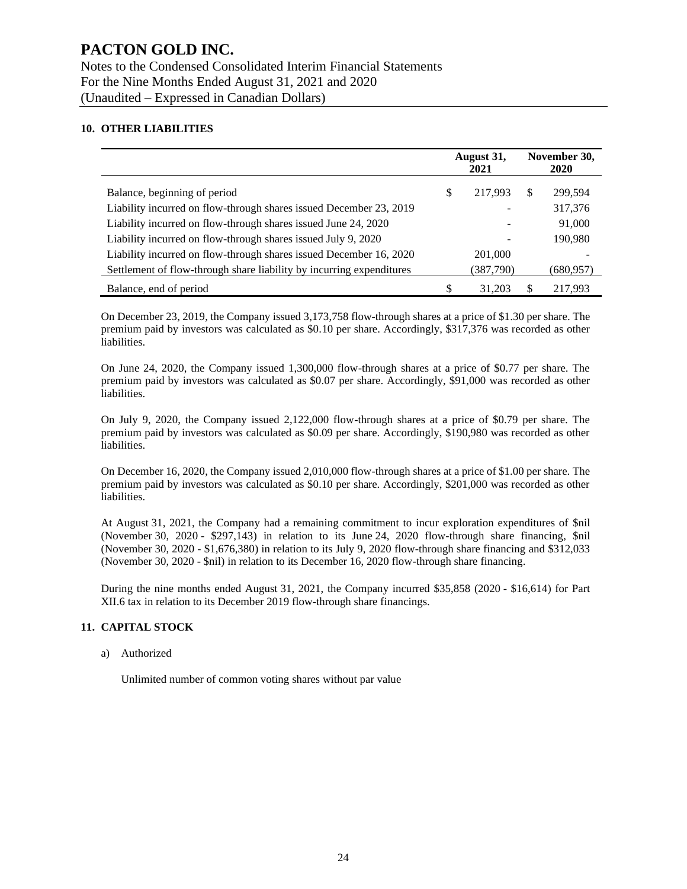# PACTON GOLD INC.

Notes to the Condensed Consolidated Interim Financial Statements
For the Nine Months Ended August 31, 2021 and 2020
(Unaudited – Expressed in Canadian Dollars)

## 10. OTHER LIABILITIES

| | August 31, 2021 | November 30, 2020 |
|---|---|---|
| Balance, beginning of period | $ 217,993 | $ 299,594 |
| Liability incurred on flow-through shares issued December 23, 2019 | - | 317,376 |
| Liability incurred on flow-through shares issued June 24, 2020 | - | 91,000 |
| Liability incurred on flow-through shares issued July 9, 2020 | - | 190,980 |
| Liability incurred on flow-through shares issued December 16, 2020 | 201,000 | - |
| Settlement of flow-through share liability by incurring expenditures | (387,790) | (680,957) |
| Balance, end of period | $ 31,203 | $ 217,993 |

On December 23, 2019, the Company issued 3,173,758 flow-through shares at a price of $1.30 per share. The premium paid by investors was calculated as $0.10 per share. Accordingly, $317,376 was recorded as other liabilities.

On June 24, 2020, the Company issued 1,300,000 flow-through shares at a price of $0.77 per share. The premium paid by investors was calculated as $0.07 per share. Accordingly, $91,000 was recorded as other liabilities.

On July 9, 2020, the Company issued 2,122,000 flow-through shares at a price of $0.79 per share. The premium paid by investors was calculated as $0.09 per share. Accordingly, $190,980 was recorded as other liabilities.

On December 16, 2020, the Company issued 2,010,000 flow-through shares at a price of $1.00 per share. The premium paid by investors was calculated as $0.10 per share. Accordingly, $201,000 was recorded as other liabilities.

At August 31, 2021, the Company had a remaining commitment to incur exploration expenditures of $nil (November 30, 2020 - $297,143) in relation to its June 24, 2020 flow-through share financing, $nil (November 30, 2020 - $1,676,380) in relation to its July 9, 2020 flow-through share financing and $312,033 (November 30, 2020 - $nil) in relation to its December 16, 2020 flow-through share financing.

During the nine months ended August 31, 2021, the Company incurred $35,858 (2020 - $16,614) for Part XII.6 tax in relation to its December 2019 flow-through share financings.

## 11. CAPITAL STOCK

a) Authorized

Unlimited number of common voting shares without par value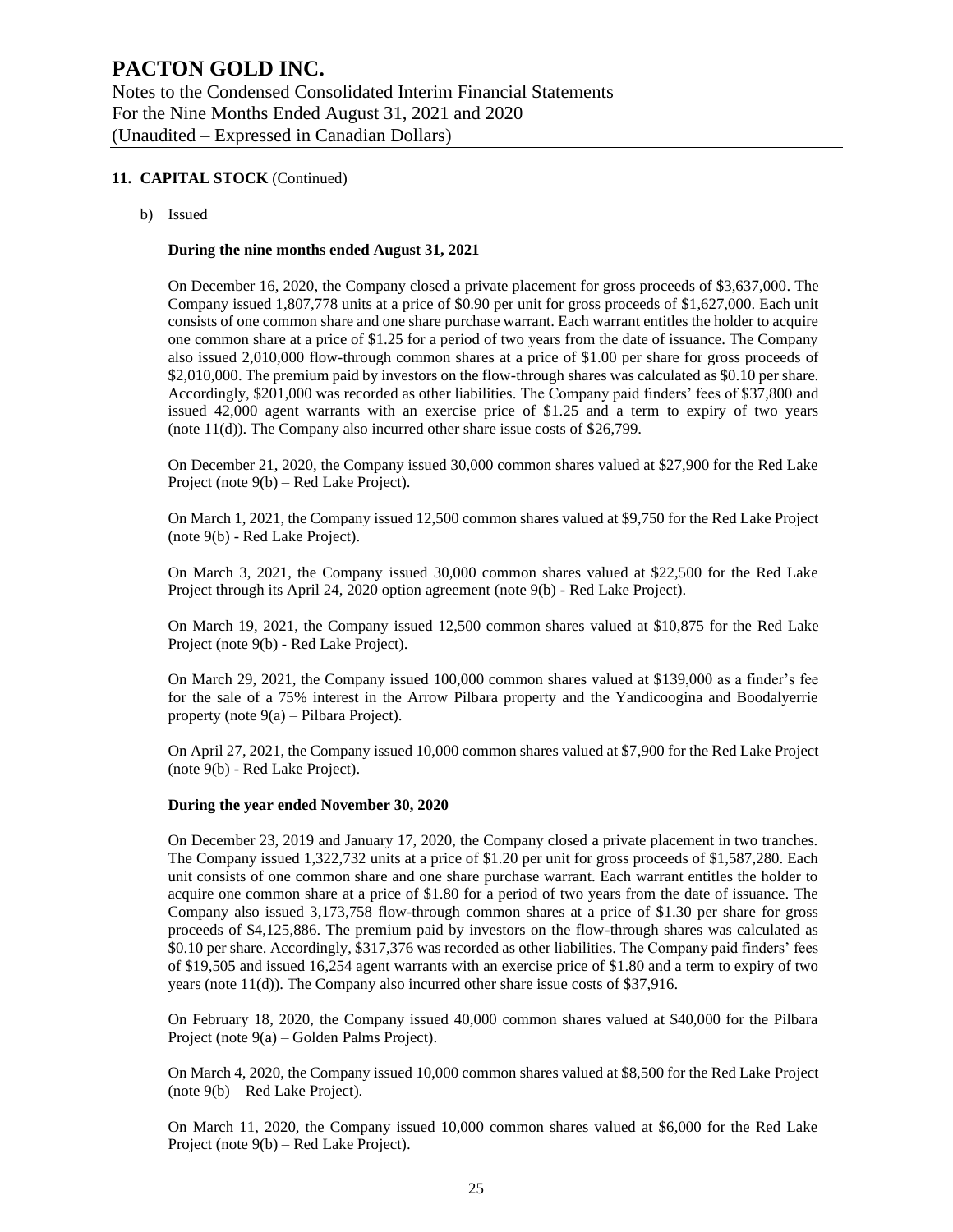## 11. CAPITAL STOCK (Continued)

b) Issued

**During the nine months ended August 31, 2021**

On December 16, 2020, the Company closed a private placement for gross proceeds of $3,637,000. The Company issued 1,807,778 units at a price of $0.90 per unit for gross proceeds of $1,627,000. Each unit consists of one common share and one share purchase warrant. Each warrant entitles the holder to acquire one common share at a price of $1.25 for a period of two years from the date of issuance. The Company also issued 2,010,000 flow-through common shares at a price of $1.00 per share for gross proceeds of $2,010,000. The premium paid by investors on the flow-through shares was calculated as $0.10 per share. Accordingly, $201,000 was recorded as other liabilities. The Company paid finders' fees of $37,800 and issued 42,000 agent warrants with an exercise price of $1.25 and a term to expiry of two years (note 11(d)). The Company also incurred other share issue costs of $26,799.

On December 21, 2020, the Company issued 30,000 common shares valued at $27,900 for the Red Lake Project (note 9(b) – Red Lake Project).

On March 1, 2021, the Company issued 12,500 common shares valued at $9,750 for the Red Lake Project (note 9(b) - Red Lake Project).

On March 3, 2021, the Company issued 30,000 common shares valued at $22,500 for the Red Lake Project through its April 24, 2020 option agreement (note 9(b) - Red Lake Project).

On March 19, 2021, the Company issued 12,500 common shares valued at $10,875 for the Red Lake Project (note 9(b) - Red Lake Project).

On March 29, 2021, the Company issued 100,000 common shares valued at $139,000 as a finder's fee for the sale of a 75% interest in the Arrow Pilbara property and the Yandicoogina and Boodalyerrie property (note 9(a) – Pilbara Project).

On April 27, 2021, the Company issued 10,000 common shares valued at $7,900 for the Red Lake Project (note 9(b) - Red Lake Project).

**During the year ended November 30, 2020**

On December 23, 2019 and January 17, 2020, the Company closed a private placement in two tranches. The Company issued 1,322,732 units at a price of $1.20 per unit for gross proceeds of $1,587,280. Each unit consists of one common share and one share purchase warrant. Each warrant entitles the holder to acquire one common share at a price of $1.80 for a period of two years from the date of issuance. The Company also issued 3,173,758 flow-through common shares at a price of $1.30 per share for gross proceeds of $4,125,886. The premium paid by investors on the flow-through shares was calculated as $0.10 per share. Accordingly, $317,376 was recorded as other liabilities. The Company paid finders' fees of $19,505 and issued 16,254 agent warrants with an exercise price of $1.80 and a term to expiry of two years (note 11(d)). The Company also incurred other share issue costs of $37,916.

On February 18, 2020, the Company issued 40,000 common shares valued at $40,000 for the Pilbara Project (note 9(a) – Golden Palms Project).

On March 4, 2020, the Company issued 10,000 common shares valued at $8,500 for the Red Lake Project (note 9(b) – Red Lake Project).

On March 11, 2020, the Company issued 10,000 common shares valued at $6,000 for the Red Lake Project (note 9(b) – Red Lake Project).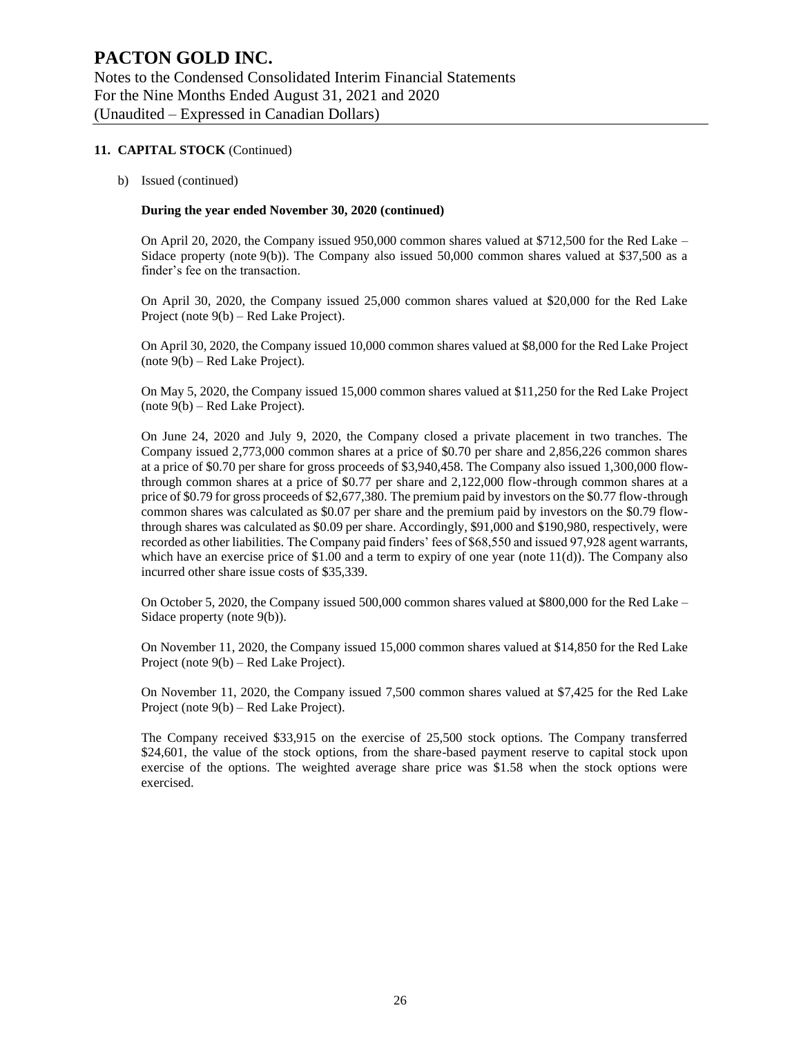## 11. CAPITAL STOCK (Continued)

b) Issued (continued)

**During the year ended November 30, 2020 (continued)**

On April 20, 2020, the Company issued 950,000 common shares valued at $712,500 for the Red Lake – Sidace property (note 9(b)). The Company also issued 50,000 common shares valued at $37,500 as a finder's fee on the transaction.

On April 30, 2020, the Company issued 25,000 common shares valued at $20,000 for the Red Lake Project (note 9(b) – Red Lake Project).

On April 30, 2020, the Company issued 10,000 common shares valued at $8,000 for the Red Lake Project (note 9(b) – Red Lake Project).

On May 5, 2020, the Company issued 15,000 common shares valued at $11,250 for the Red Lake Project (note 9(b) – Red Lake Project).

On June 24, 2020 and July 9, 2020, the Company closed a private placement in two tranches. The Company issued 2,773,000 common shares at a price of $0.70 per share and 2,856,226 common shares at a price of $0.70 per share for gross proceeds of $3,940,458. The Company also issued 1,300,000 flow-through common shares at a price of $0.77 per share and 2,122,000 flow-through common shares at a price of $0.79 for gross proceeds of $2,677,380. The premium paid by investors on the $0.77 flow-through common shares was calculated as $0.07 per share and the premium paid by investors on the $0.79 flow-through shares was calculated as $0.09 per share. Accordingly, $91,000 and $190,980, respectively, were recorded as other liabilities. The Company paid finders' fees of $68,550 and issued 97,928 agent warrants, which have an exercise price of $1.00 and a term to expiry of one year (note 11(d)). The Company also incurred other share issue costs of $35,339.

On October 5, 2020, the Company issued 500,000 common shares valued at $800,000 for the Red Lake – Sidace property (note 9(b)).

On November 11, 2020, the Company issued 15,000 common shares valued at $14,850 for the Red Lake Project (note 9(b) – Red Lake Project).

On November 11, 2020, the Company issued 7,500 common shares valued at $7,425 for the Red Lake Project (note 9(b) – Red Lake Project).

The Company received $33,915 on the exercise of 25,500 stock options. The Company transferred $24,601, the value of the stock options, from the share-based payment reserve to capital stock upon exercise of the options. The weighted average share price was $1.58 when the stock options were exercised.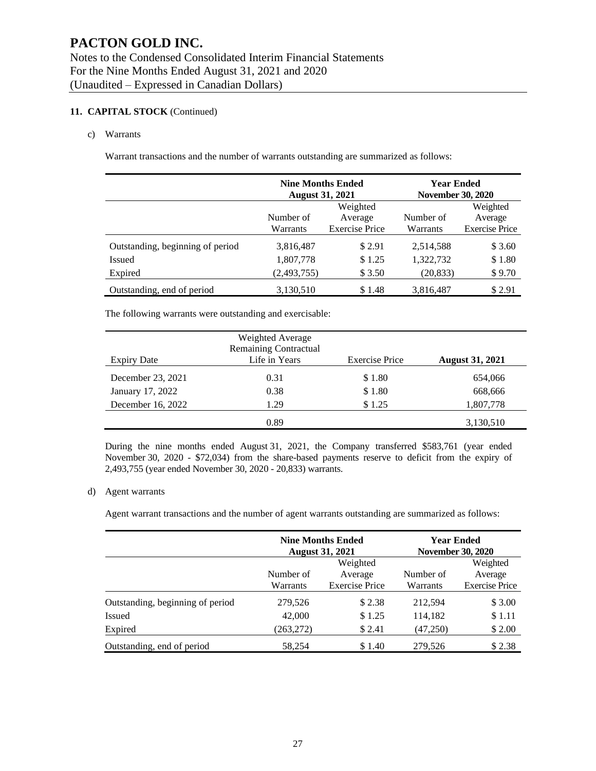# PACTON GOLD INC.

Notes to the Condensed Consolidated Interim Financial Statements
For the Nine Months Ended August 31, 2021 and 2020
(Unaudited – Expressed in Canadian Dollars)

**11. CAPITAL STOCK** (Continued)

c) Warrants

Warrant transactions and the number of warrants outstanding are summarized as follows:

| | **Nine Months Ended August 31, 2021** | | **Year Ended November 30, 2020** | |
|---|---|---|---|---|
| | Number of Warrants | Weighted Average Exercise Price | Number of Warrants | Weighted Average Exercise Price |
| Outstanding, beginning of period | 3,816,487 | $ 2.91 | 2,514,588 | $ 3.60 |
| Issued | 1,807,778 | $ 1.25 | 1,322,732 | $ 1.80 |
| Expired | (2,493,755) | $ 3.50 | (20,833) | $ 9.70 |
| Outstanding, end of period | 3,130,510 | $ 1.48 | 3,816,487 | $ 2.91 |

The following warrants were outstanding and exercisable:

| Expiry Date | Weighted Average Remaining Contractual Life in Years | Exercise Price | **August 31, 2021** |
|---|---|---|---|
| December 23, 2021 | 0.31 | $ 1.80 | 654,066 |
| January 17, 2022 | 0.38 | $ 1.80 | 668,666 |
| December 16, 2022 | 1.29 | $ 1.25 | 1,807,778 |
| | 0.89 | | 3,130,510 |

During the nine months ended August 31, 2021, the Company transferred $583,761 (year ended November 30, 2020 - $72,034) from the share-based payments reserve to deficit from the expiry of 2,493,755 (year ended November 30, 2020 - 20,833) warrants.

d) Agent warrants

Agent warrant transactions and the number of agent warrants outstanding are summarized as follows:

| | **Nine Months Ended August 31, 2021** | | **Year Ended November 30, 2020** | |
|---|---|---|---|---|
| | Number of Warrants | Weighted Average Exercise Price | Number of Warrants | Weighted Average Exercise Price |
| Outstanding, beginning of period | 279,526 | $ 2.38 | 212,594 | $ 3.00 |
| Issued | 42,000 | $ 1.25 | 114,182 | $ 1.11 |
| Expired | (263,272) | $ 2.41 | (47,250) | $ 2.00 |
| Outstanding, end of period | 58,254 | $ 1.40 | 279,526 | $ 2.38 |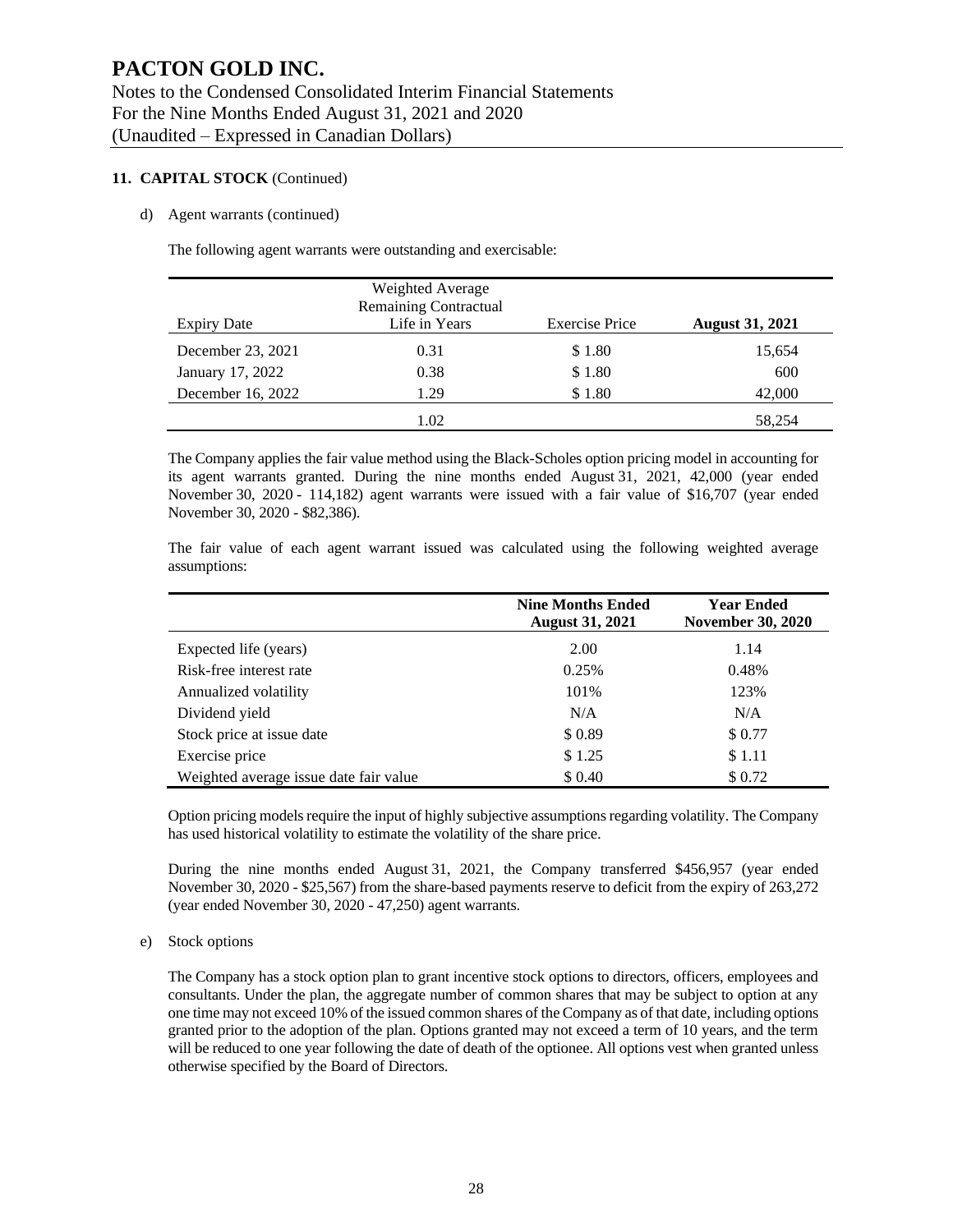# PACTON GOLD INC.

Notes to the Condensed Consolidated Interim Financial Statements
For the Nine Months Ended August 31, 2021 and 2020
(Unaudited – Expressed in Canadian Dollars)

## 11. CAPITAL STOCK (Continued)

d) Agent warrants (continued)

The following agent warrants were outstanding and exercisable:

| Expiry Date | Weighted Average Remaining Contractual Life in Years | Exercise Price | **August 31, 2021** |
|---|---|---|---|
| December 23, 2021 | 0.31 | \$ 1.80 | 15,654 |
| January 17, 2022 | 0.38 | \$ 1.80 | 600 |
| December 16, 2022 | 1.29 | \$ 1.80 | 42,000 |
| | 1.02 | | 58,254 |

The Company applies the fair value method using the Black-Scholes option pricing model in accounting for its agent warrants granted. During the nine months ended August 31, 2021, 42,000 (year ended November 30, 2020 - 114,182) agent warrants were issued with a fair value of \$16,707 (year ended November 30, 2020 - \$82,386).

The fair value of each agent warrant issued was calculated using the following weighted average assumptions:

| | **Nine Months Ended August 31, 2021** | **Year Ended November 30, 2020** |
|---|---|---|
| Expected life (years) | 2.00 | 1.14 |
| Risk-free interest rate | 0.25% | 0.48% |
| Annualized volatility | 101% | 123% |
| Dividend yield | N/A | N/A |
| Stock price at issue date | \$ 0.89 | \$ 0.77 |
| Exercise price | \$ 1.25 | \$ 1.11 |
| Weighted average issue date fair value | \$ 0.40 | \$ 0.72 |

Option pricing models require the input of highly subjective assumptions regarding volatility. The Company has used historical volatility to estimate the volatility of the share price.

During the nine months ended August 31, 2021, the Company transferred \$456,957 (year ended November 30, 2020 - \$25,567) from the share-based payments reserve to deficit from the expiry of 263,272 (year ended November 30, 2020 - 47,250) agent warrants.

e) Stock options

The Company has a stock option plan to grant incentive stock options to directors, officers, employees and consultants. Under the plan, the aggregate number of common shares that may be subject to option at any one time may not exceed 10% of the issued common shares of the Company as of that date, including options granted prior to the adoption of the plan. Options granted may not exceed a term of 10 years, and the term will be reduced to one year following the date of death of the optionee. All options vest when granted unless otherwise specified by the Board of Directors.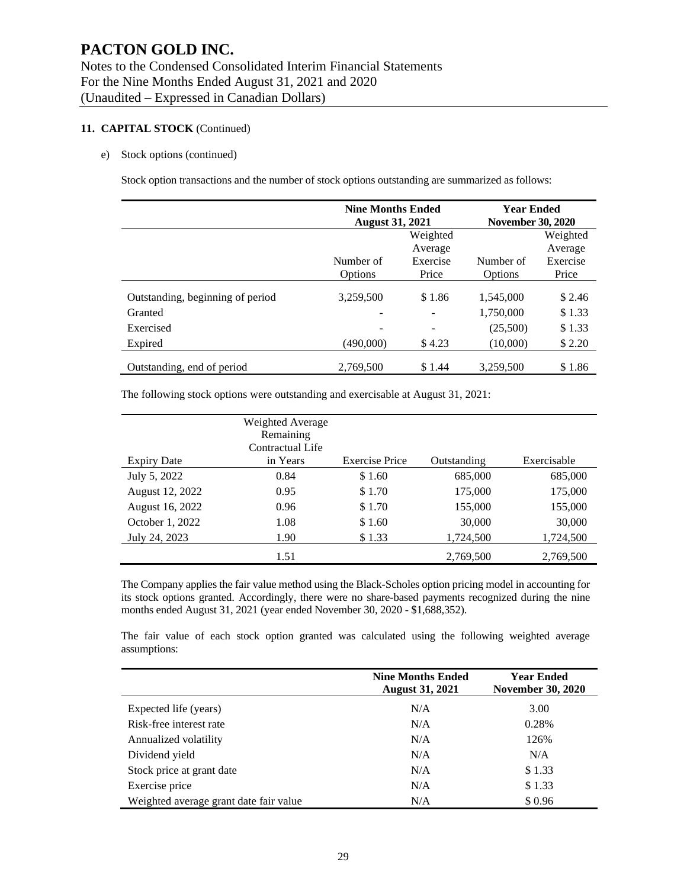## 11. CAPITAL STOCK (Continued)

e) Stock options (continued)

Stock option transactions and the number of stock options outstanding are summarized as follows:

| | Nine Months Ended August 31, 2021 | | Year Ended November 30, 2020 | |
|---|---|---|---|---|
| | Number of Options | Weighted Average Exercise Price | Number of Options | Weighted Average Exercise Price |
| Outstanding, beginning of period | 3,259,500 | $ 1.86 | 1,545,000 | $ 2.46 |
| Granted | - | - | 1,750,000 | $ 1.33 |
| Exercised | - | - | (25,500) | $ 1.33 |
| Expired | (490,000) | $ 4.23 | (10,000) | $ 2.20 |
| Outstanding, end of period | 2,769,500 | $ 1.44 | 3,259,500 | $ 1.86 |

The following stock options were outstanding and exercisable at August 31, 2021:

| Expiry Date | Weighted Average Remaining Contractual Life in Years | Exercise Price | Outstanding | Exercisable |
|---|---|---|---|---|
| July 5, 2022 | 0.84 | $ 1.60 | 685,000 | 685,000 |
| August 12, 2022 | 0.95 | $ 1.70 | 175,000 | 175,000 |
| August 16, 2022 | 0.96 | $ 1.70 | 155,000 | 155,000 |
| October 1, 2022 | 1.08 | $ 1.60 | 30,000 | 30,000 |
| July 24, 2023 | 1.90 | $ 1.33 | 1,724,500 | 1,724,500 |
| | 1.51 | | 2,769,500 | 2,769,500 |

The Company applies the fair value method using the Black-Scholes option pricing model in accounting for its stock options granted. Accordingly, there were no share-based payments recognized during the nine months ended August 31, 2021 (year ended November 30, 2020 - $1,688,352).

The fair value of each stock option granted was calculated using the following weighted average assumptions:

| | Nine Months Ended August 31, 2021 | Year Ended November 30, 2020 |
|---|---|---|
| Expected life (years) | N/A | 3.00 |
| Risk-free interest rate | N/A | 0.28% |
| Annualized volatility | N/A | 126% |
| Dividend yield | N/A | N/A |
| Stock price at grant date | N/A | $ 1.33 |
| Exercise price | N/A | $ 1.33 |
| Weighted average grant date fair value | N/A | $ 0.96 |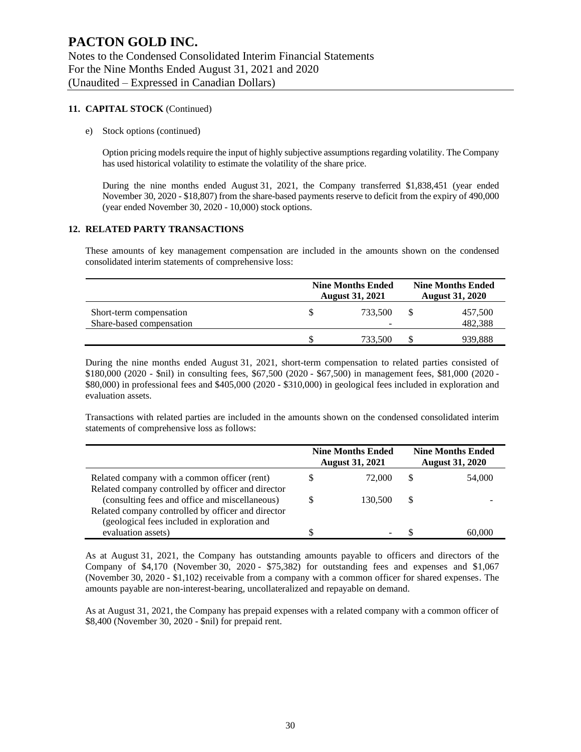# PACTON GOLD INC.

Notes to the Condensed Consolidated Interim Financial Statements
For the Nine Months Ended August 31, 2021 and 2020
(Unaudited – Expressed in Canadian Dollars)

## 11. CAPITAL STOCK (Continued)

e) Stock options (continued)

Option pricing models require the input of highly subjective assumptions regarding volatility. The Company has used historical volatility to estimate the volatility of the share price.

During the nine months ended August 31, 2021, the Company transferred $1,838,451 (year ended November 30, 2020 - $18,807) from the share-based payments reserve to deficit from the expiry of 490,000 (year ended November 30, 2020 - 10,000) stock options.

## 12. RELATED PARTY TRANSACTIONS

These amounts of key management compensation are included in the amounts shown on the condensed consolidated interim statements of comprehensive loss:

| | Nine Months Ended August 31, 2021 | Nine Months Ended August 31, 2020 |
|---|---|---|
| Short-term compensation | $ 733,500 | $ 457,500 |
| Share-based compensation | - | 482,388 |
| | $ 733,500 | $ 939,888 |

During the nine months ended August 31, 2021, short-term compensation to related parties consisted of $180,000 (2020 - $nil) in consulting fees, $67,500 (2020 - $67,500) in management fees, $81,000 (2020 - $80,000) in professional fees and $405,000 (2020 - $310,000) in geological fees included in exploration and evaluation assets.

Transactions with related parties are included in the amounts shown on the condensed consolidated interim statements of comprehensive loss as follows:

| | Nine Months Ended August 31, 2021 | Nine Months Ended August 31, 2020 |
|---|---|---|
| Related company with a common officer (rent) | $ 72,000 | $ 54,000 |
| Related company controlled by officer and director (consulting fees and office and miscellaneous) | $ 130,500 | $ - |
| Related company controlled by officer and director (geological fees included in exploration and evaluation assets) | $ - | $ 60,000 |

As at August 31, 2021, the Company has outstanding amounts payable to officers and directors of the Company of $4,170 (November 30, 2020 - $75,382) for outstanding fees and expenses and $1,067 (November 30, 2020 - $1,102) receivable from a company with a common officer for shared expenses. The amounts payable are non-interest-bearing, uncollateralized and repayable on demand.

As at August 31, 2021, the Company has prepaid expenses with a related company with a common officer of $8,400 (November 30, 2020 - $nil) for prepaid rent.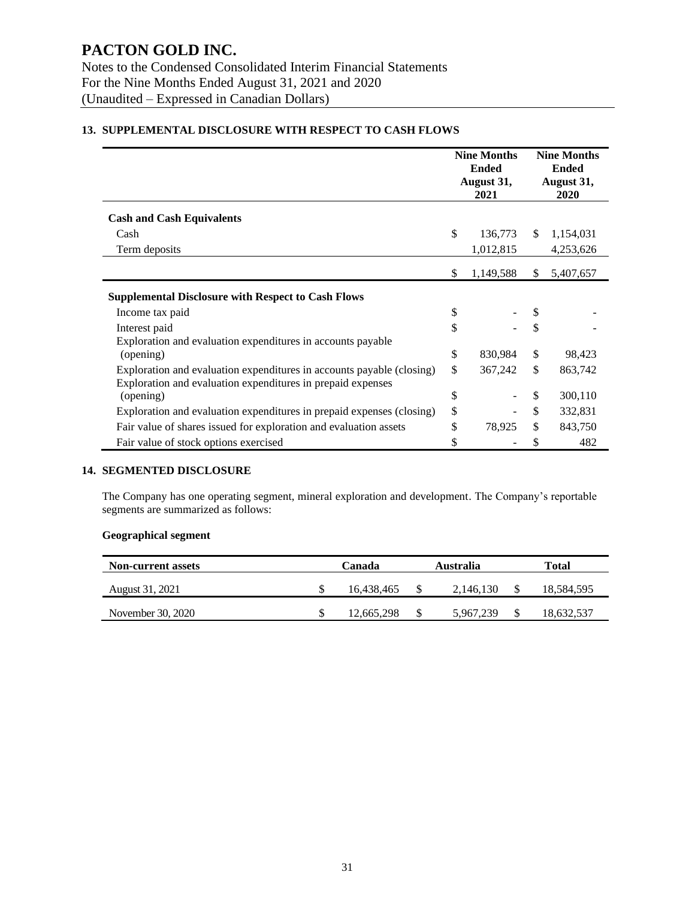# PACTON GOLD INC.

Notes to the Condensed Consolidated Interim Financial Statements
For the Nine Months Ended August 31, 2021 and 2020
(Unaudited – Expressed in Canadian Dollars)

## 13. SUPPLEMENTAL DISCLOSURE WITH RESPECT TO CASH FLOWS

| | Nine Months Ended August 31, 2021 | Nine Months Ended August 31, 2020 |
|---|---|---|
| **Cash and Cash Equivalents** | | |
| Cash | $ 136,773 | $ 1,154,031 |
| Term deposits | 1,012,815 | 4,253,626 |
| | $ 1,149,588 | $ 5,407,657 |
| **Supplemental Disclosure with Respect to Cash Flows** | | |
| Income tax paid | $ - | $ - |
| Interest paid | $ - | $ - |
| Exploration and evaluation expenditures in accounts payable (opening) | $ 830,984 | $ 98,423 |
| Exploration and evaluation expenditures in accounts payable (closing) | $ 367,242 | $ 863,742 |
| Exploration and evaluation expenditures in prepaid expenses (opening) | $ - | $ 300,110 |
| Exploration and evaluation expenditures in prepaid expenses (closing) | $ - | $ 332,831 |
| Fair value of shares issued for exploration and evaluation assets | $ 78,925 | $ 843,750 |
| Fair value of stock options exercised | $ - | $ 482 |

## 14. SEGMENTED DISCLOSURE

The Company has one operating segment, mineral exploration and development. The Company's reportable segments are summarized as follows:

**Geographical segment**

| Non-current assets | Canada | Australia | Total |
|---|---|---|---|
| August 31, 2021 | $ 16,438,465 | $ 2,146,130 | $ 18,584,595 |
| November 30, 2020 | $ 12,665,298 | $ 5,967,239 | $ 18,632,537 |